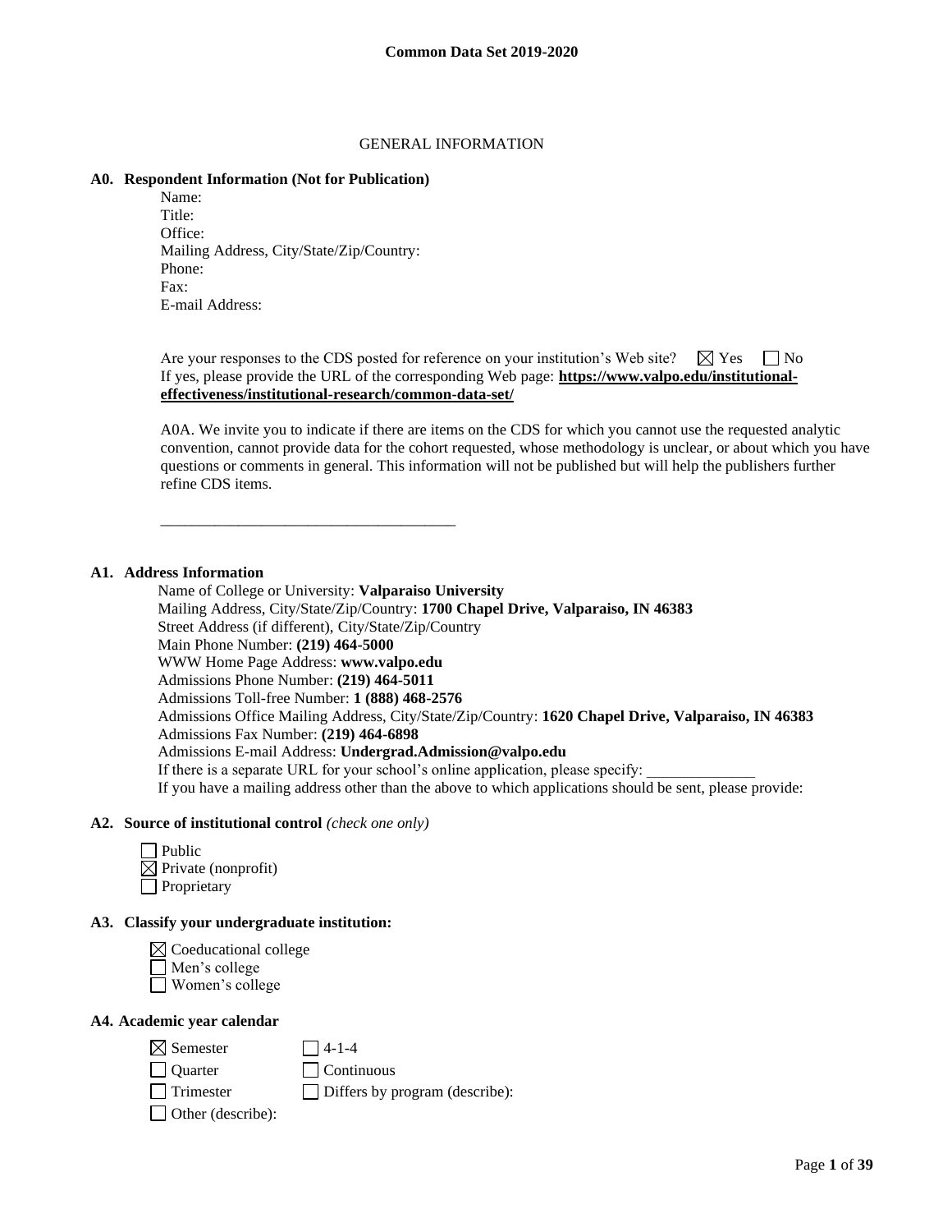# Common Data Set 2019-2020

## GENERAL INFORMATION

### A0. Respondent Information (Not for Publication)

Name:
Title:
Office:
Mailing Address, City/State/Zip/Country:
Phone:
Fax:
E-mail Address:

Are your responses to the CDS posted for reference on your institution's Web site? ☒ Yes ☐ No
If yes, please provide the URL of the corresponding Web page: **https://www.valpo.edu/institutional-effectiveness/institutional-research/common-data-set/**

A0A. We invite you to indicate if there are items on the CDS for which you cannot use the requested analytic convention, cannot provide data for the cohort requested, whose methodology is unclear, or about which you have questions or comments in general. This information will not be published but will help the publishers further refine CDS items.

_______________________________________

### A1. Address Information

Name of College or University: **Valparaiso University**
Mailing Address, City/State/Zip/Country: **1700 Chapel Drive, Valparaiso, IN 46383**
Street Address (if different), City/State/Zip/Country
Main Phone Number: **(219) 464-5000**
WWW Home Page Address: **www.valpo.edu**
Admissions Phone Number: **(219) 464-5011**
Admissions Toll-free Number: **1 (888) 468-2576**
Admissions Office Mailing Address, City/State/Zip/Country: **1620 Chapel Drive, Valparaiso, IN 46383**
Admissions Fax Number: **(219) 464-6898**
Admissions E-mail Address: **Undergrad.Admission@valpo.edu**
If there is a separate URL for your school's online application, please specify: ______________
If you have a mailing address other than the above to which applications should be sent, please provide:

### A2. Source of institutional control *(check one only)*

☐ Public
☒ Private (nonprofit)
☐ Proprietary

### A3. Classify your undergraduate institution:

☒ Coeducational college
☐ Men's college
☐ Women's college

### A4. Academic year calendar

☒ Semester
☐ Quarter
☐ Trimester
☐ Other (describe):
☐ 4-1-4
☐ Continuous
☐ Differs by program (describe):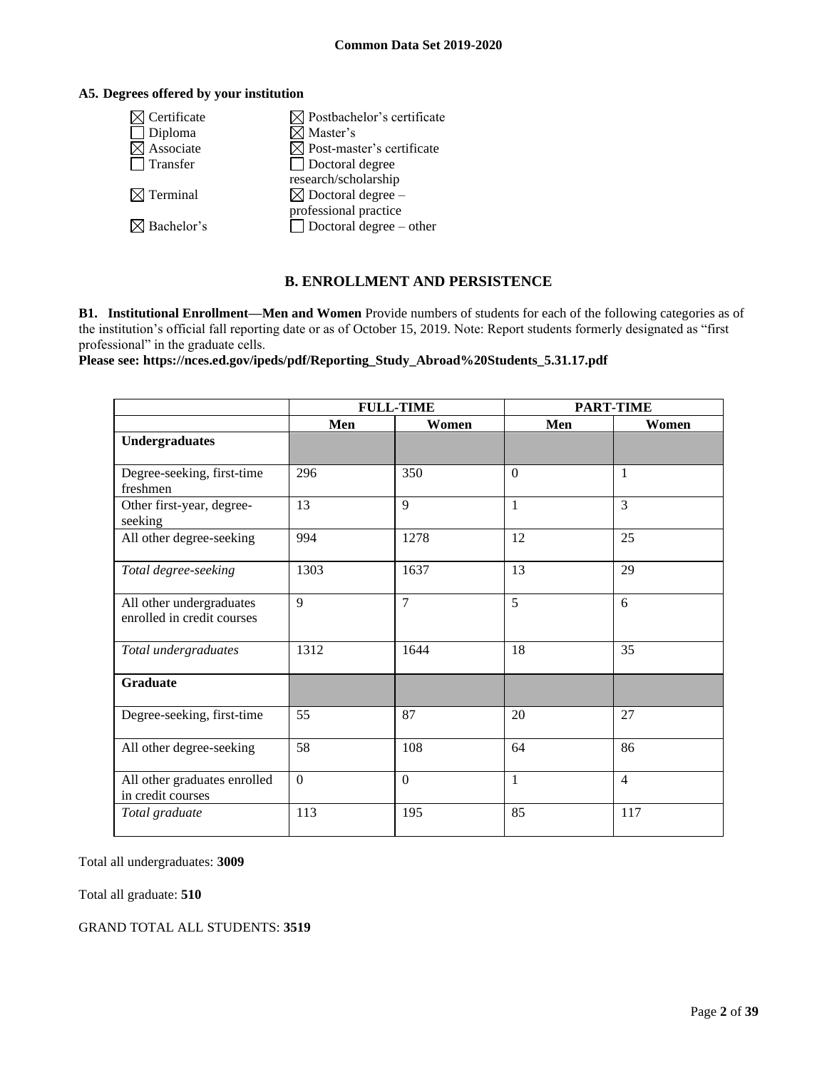**A5. Degrees offered by your institution**

| | |
|---|---|
| ☒ Certificate | ☒ Postbachelor's certificate |
| ☐ Diploma | ☒ Master's |
| ☒ Associate | ☒ Post-master's certificate |
| ☐ Transfer | ☐ Doctoral degree research/scholarship |
| ☒ Terminal | ☒ Doctoral degree – professional practice |
| ☒ Bachelor's | ☐ Doctoral degree – other |

## B. ENROLLMENT AND PERSISTENCE

**B1. Institutional Enrollment—Men and Women** Provide numbers of students for each of the following categories as of the institution's official fall reporting date or as of October 15, 2019. Note: Report students formerly designated as "first professional" in the graduate cells.

**Please see: https://nces.ed.gov/ipeds/pdf/Reporting_Study_Abroad%20Students_5.31.17.pdf**

| | FULL-TIME | | PART-TIME | |
|---|---|---|---|---|
| | Men | Women | Men | Women |
| **Undergraduates** | | | | |
| Degree-seeking, first-time freshmen | 296 | 350 | 0 | 1 |
| Other first-year, degree-seeking | 13 | 9 | 1 | 3 |
| All other degree-seeking | 994 | 1278 | 12 | 25 |
| *Total degree-seeking* | 1303 | 1637 | 13 | 29 |
| All other undergraduates enrolled in credit courses | 9 | 7 | 5 | 6 |
| *Total undergraduates* | 1312 | 1644 | 18 | 35 |
| **Graduate** | | | | |
| Degree-seeking, first-time | 55 | 87 | 20 | 27 |
| All other degree-seeking | 58 | 108 | 64 | 86 |
| All other graduates enrolled in credit courses | 0 | 0 | 1 | 4 |
| *Total graduate* | 113 | 195 | 85 | 117 |

Total all undergraduates: **3009**

Total all graduate: **510**

GRAND TOTAL ALL STUDENTS: **3519**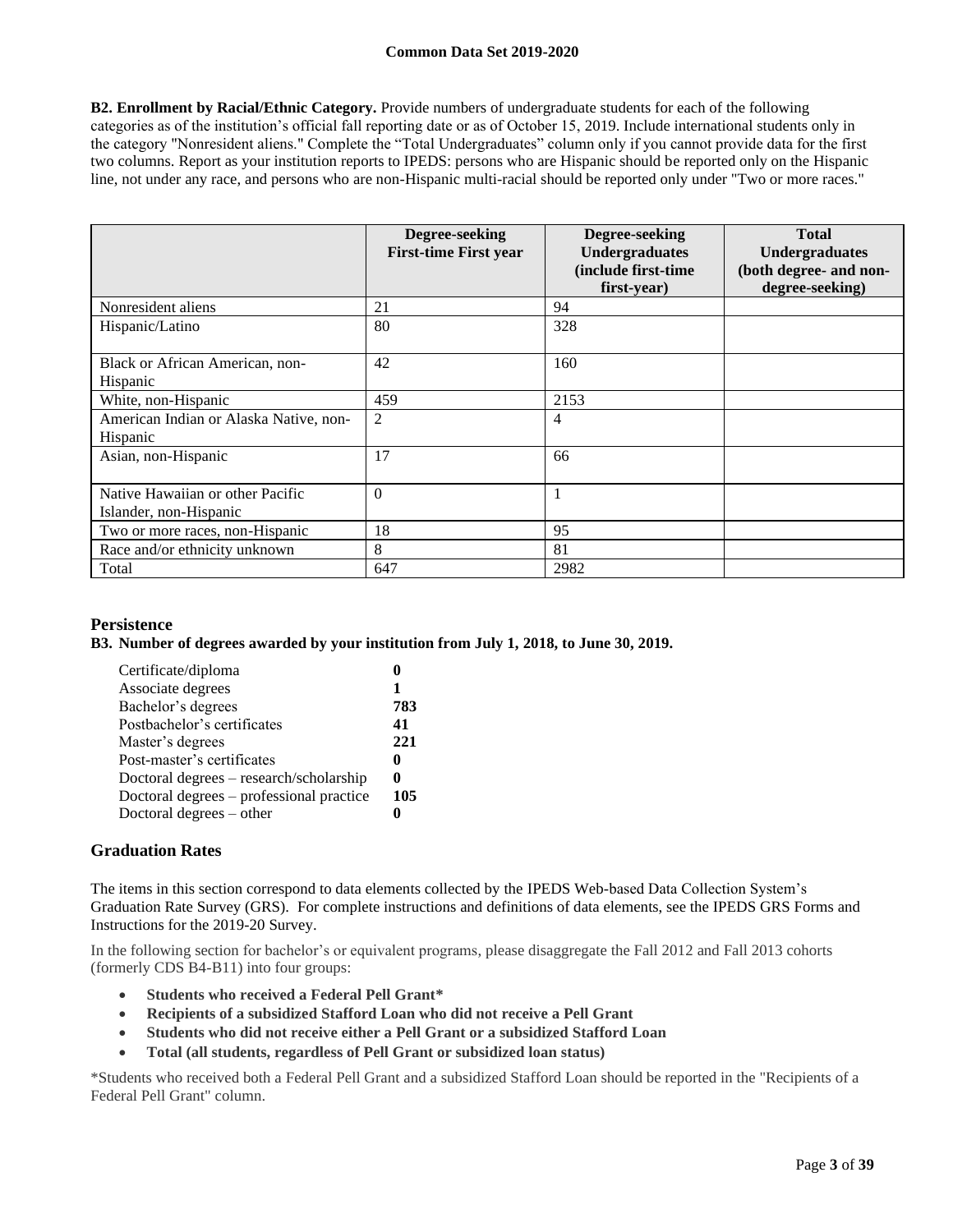**B2. Enrollment by Racial/Ethnic Category.** Provide numbers of undergraduate students for each of the following categories as of the institution's official fall reporting date or as of October 15, 2019. Include international students only in the category "Nonresident aliens." Complete the "Total Undergraduates" column only if you cannot provide data for the first two columns. Report as your institution reports to IPEDS: persons who are Hispanic should be reported only on the Hispanic line, not under any race, and persons who are non-Hispanic multi-racial should be reported only under "Two or more races."

| | Degree-seeking First-time First year | Degree-seeking Undergraduates (include first-time first-year) | Total Undergraduates (both degree- and non-degree-seeking) |
|---|---|---|---|
| Nonresident aliens | 21 | 94 | |
| Hispanic/Latino | 80 | 328 | |
| Black or African American, non-Hispanic | 42 | 160 | |
| White, non-Hispanic | 459 | 2153 | |
| American Indian or Alaska Native, non-Hispanic | 2 | 4 | |
| Asian, non-Hispanic | 17 | 66 | |
| Native Hawaiian or other Pacific Islander, non-Hispanic | 0 | 1 | |
| Two or more races, non-Hispanic | 18 | 95 | |
| Race and/or ethnicity unknown | 8 | 81 | |
| Total | 647 | 2982 | |

## Persistence

### B3. Number of degrees awarded by your institution from July 1, 2018, to June 30, 2019.

| | |
|---|---|
| Certificate/diploma | **0** |
| Associate degrees | **1** |
| Bachelor's degrees | **783** |
| Postbachelor's certificates | **41** |
| Master's degrees | **221** |
| Post-master's certificates | **0** |
| Doctoral degrees – research/scholarship | **0** |
| Doctoral degrees – professional practice | **105** |
| Doctoral degrees – other | **0** |

## Graduation Rates

The items in this section correspond to data elements collected by the IPEDS Web-based Data Collection System's Graduation Rate Survey (GRS). For complete instructions and definitions of data elements, see the IPEDS GRS Forms and Instructions for the 2019-20 Survey.

In the following section for bachelor's or equivalent programs, please disaggregate the Fall 2012 and Fall 2013 cohorts (formerly CDS B4-B11) into four groups:

- **Students who received a Federal Pell Grant***
- **Recipients of a subsidized Stafford Loan who did not receive a Pell Grant**
- **Students who did not receive either a Pell Grant or a subsidized Stafford Loan**
- **Total (all students, regardless of Pell Grant or subsidized loan status)**

*Students who received both a Federal Pell Grant and a subsidized Stafford Loan should be reported in the "Recipients of a Federal Pell Grant" column.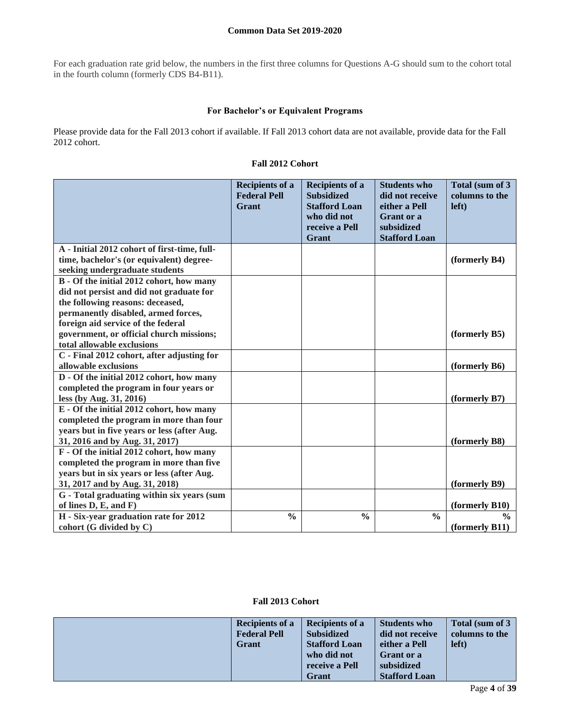For each graduation rate grid below, the numbers in the first three columns for Questions A-G should sum to the cohort total in the fourth column (formerly CDS B4-B11).

### For Bachelor's or Equivalent Programs

Please provide data for the Fall 2013 cohort if available. If Fall 2013 cohort data are not available, provide data for the Fall 2012 cohort.

#### Fall 2012 Cohort

| | Recipients of a Federal Pell Grant | Recipients of a Subsidized Stafford Loan who did not receive a Pell Grant | Students who did not receive either a Pell Grant or a subsidized Stafford Loan | Total (sum of 3 columns to the left) |
|---|---|---|---|---|
| **A - Initial 2012 cohort of first-time, full-time, bachelor's (or equivalent) degree-seeking undergraduate students** | | | | **(formerly B4)** |
| **B - Of the initial 2012 cohort, how many did not persist and did not graduate for the following reasons: deceased, permanently disabled, armed forces, foreign aid service of the federal government, or official church missions; total allowable exclusions** | | | | **(formerly B5)** |
| **C - Final 2012 cohort, after adjusting for allowable exclusions** | | | | **(formerly B6)** |
| **D - Of the initial 2012 cohort, how many completed the program in four years or less (by Aug. 31, 2016)** | | | | **(formerly B7)** |
| **E - Of the initial 2012 cohort, how many completed the program in more than four years but in five years or less (after Aug. 31, 2016 and by Aug. 31, 2017)** | | | | **(formerly B8)** |
| **F - Of the initial 2012 cohort, how many completed the program in more than five years but in six years or less (after Aug. 31, 2017 and by Aug. 31, 2018)** | | | | **(formerly B9)** |
| **G - Total graduating within six years (sum of lines D, E, and F)** | | | | **(formerly B10)** |
| **H - Six-year graduation rate for 2012 cohort (G divided by C)** | **%** | **%** | **%** | **% (formerly B11)** |

#### Fall 2013 Cohort

| | Recipients of a Federal Pell Grant | Recipients of a Subsidized Stafford Loan who did not receive a Pell Grant | Students who did not receive either a Pell Grant or a subsidized Stafford Loan | Total (sum of 3 columns to the left) |
|---|---|---|---|---|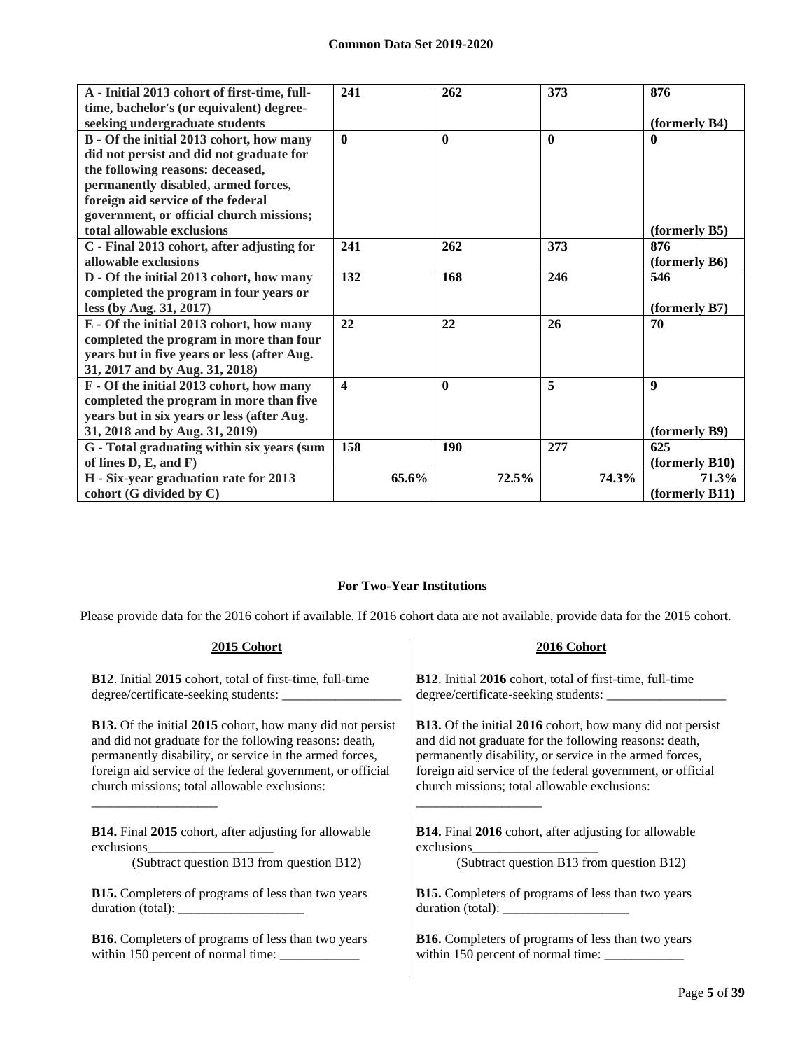| | | | | |
|---|---|---|---|---|
| **A - Initial 2013 cohort of first-time, full-time, bachelor's (or equivalent) degree-seeking undergraduate students** | **241** | **262** | **373** | **876** **(formerly B4)** |
| **B - Of the initial 2013 cohort, how many did not persist and did not graduate for the following reasons: deceased, permanently disabled, armed forces, foreign aid service of the federal government, or official church missions; total allowable exclusions** | **0** | **0** | **0** | **0** **(formerly B5)** |
| **C - Final 2013 cohort, after adjusting for allowable exclusions** | **241** | **262** | **373** | **876** **(formerly B6)** |
| **D - Of the initial 2013 cohort, how many completed the program in four years or less (by Aug. 31, 2017)** | **132** | **168** | **246** | **546** **(formerly B7)** |
| **E - Of the initial 2013 cohort, how many completed the program in more than four years but in five years or less (after Aug. 31, 2017 and by Aug. 31, 2018)** | **22** | **22** | **26** | **70** |
| **F - Of the initial 2013 cohort, how many completed the program in more than five years but in six years or less (after Aug. 31, 2018 and by Aug. 31, 2019)** | **4** | **0** | **5** | **9** **(formerly B9)** |
| **G - Total graduating within six years (sum of lines D, E, and F)** | **158** | **190** | **277** | **625** **(formerly B10)** |
| **H - Six-year graduation rate for 2013 cohort (G divided by C)** | **65.6%** | **72.5%** | **74.3%** | **71.3%** **(formerly B11)** |

### For Two-Year Institutions

Please provide data for the 2016 cohort if available. If 2016 cohort data are not available, provide data for the 2015 cohort.

**2015 Cohort**

**B12**. Initial **2015** cohort, total of first-time, full-time degree/certificate-seeking students: __________________

**B13.** Of the initial **2015** cohort, how many did not persist and did not graduate for the following reasons: death, permanently disability, or service in the armed forces, foreign aid service of the federal government, or official church missions; total allowable exclusions: ___________________

**B14.** Final **2015** cohort, after adjusting for allowable exclusions___________________
(Subtract question B13 from question B12)

**B15.** Completers of programs of less than two years duration (total): ___________________

**B16.** Completers of programs of less than two years within 150 percent of normal time: ____________

**2016 Cohort**

**B12**. Initial **2016** cohort, total of first-time, full-time degree/certificate-seeking students: __________________

**B13.** Of the initial **2016** cohort, how many did not persist and did not graduate for the following reasons: death, permanently disability, or service in the armed forces, foreign aid service of the federal government, or official church missions; total allowable exclusions: ___________________

**B14.** Final **2016** cohort, after adjusting for allowable exclusions___________________
(Subtract question B13 from question B12)

**B15.** Completers of programs of less than two years duration (total): ___________________

**B16.** Completers of programs of less than two years within 150 percent of normal time: ____________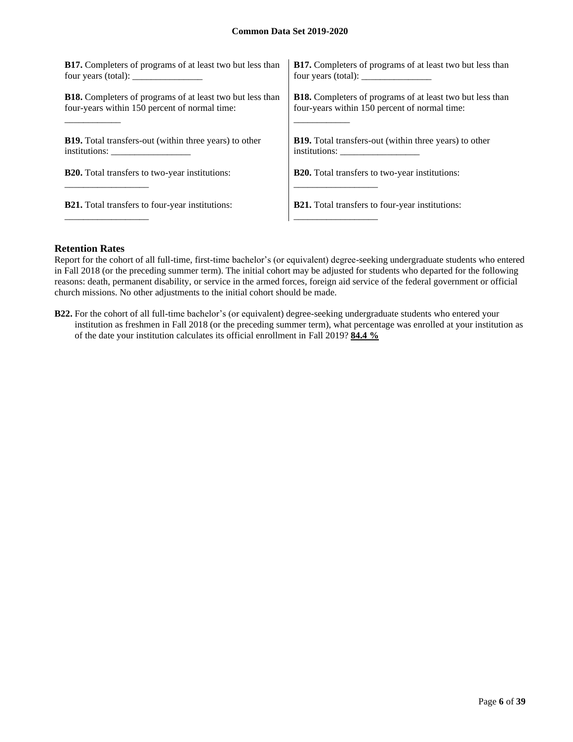| | |
|---|---|
| **B17.** Completers of programs of at least two but less than four years (total): _______________ | **B17.** Completers of programs of at least two but less than four years (total): _______________ |
| **B18.** Completers of programs of at least two but less than four-years within 150 percent of normal time: ____________ | **B18.** Completers of programs of at least two but less than four-years within 150 percent of normal time: ____________ |
| **B19.** Total transfers-out (within three years) to other institutions: _________________ | **B19.** Total transfers-out (within three years) to other institutions: _________________ |
| **B20.** Total transfers to two-year institutions: __________________ | **B20.** Total transfers to two-year institutions: __________________ |
| **B21.** Total transfers to four-year institutions: __________________ | **B21.** Total transfers to four-year institutions: __________________ |

## Retention Rates

Report for the cohort of all full-time, first-time bachelor's (or equivalent) degree-seeking undergraduate students who entered in Fall 2018 (or the preceding summer term). The initial cohort may be adjusted for students who departed for the following reasons: death, permanent disability, or service in the armed forces, foreign aid service of the federal government or official church missions. No other adjustments to the initial cohort should be made.

**B22.** For the cohort of all full-time bachelor's (or equivalent) degree-seeking undergraduate students who entered your institution as freshmen in Fall 2018 (or the preceding summer term), what percentage was enrolled at your institution as of the date your institution calculates its official enrollment in Fall 2019? **84.4 %**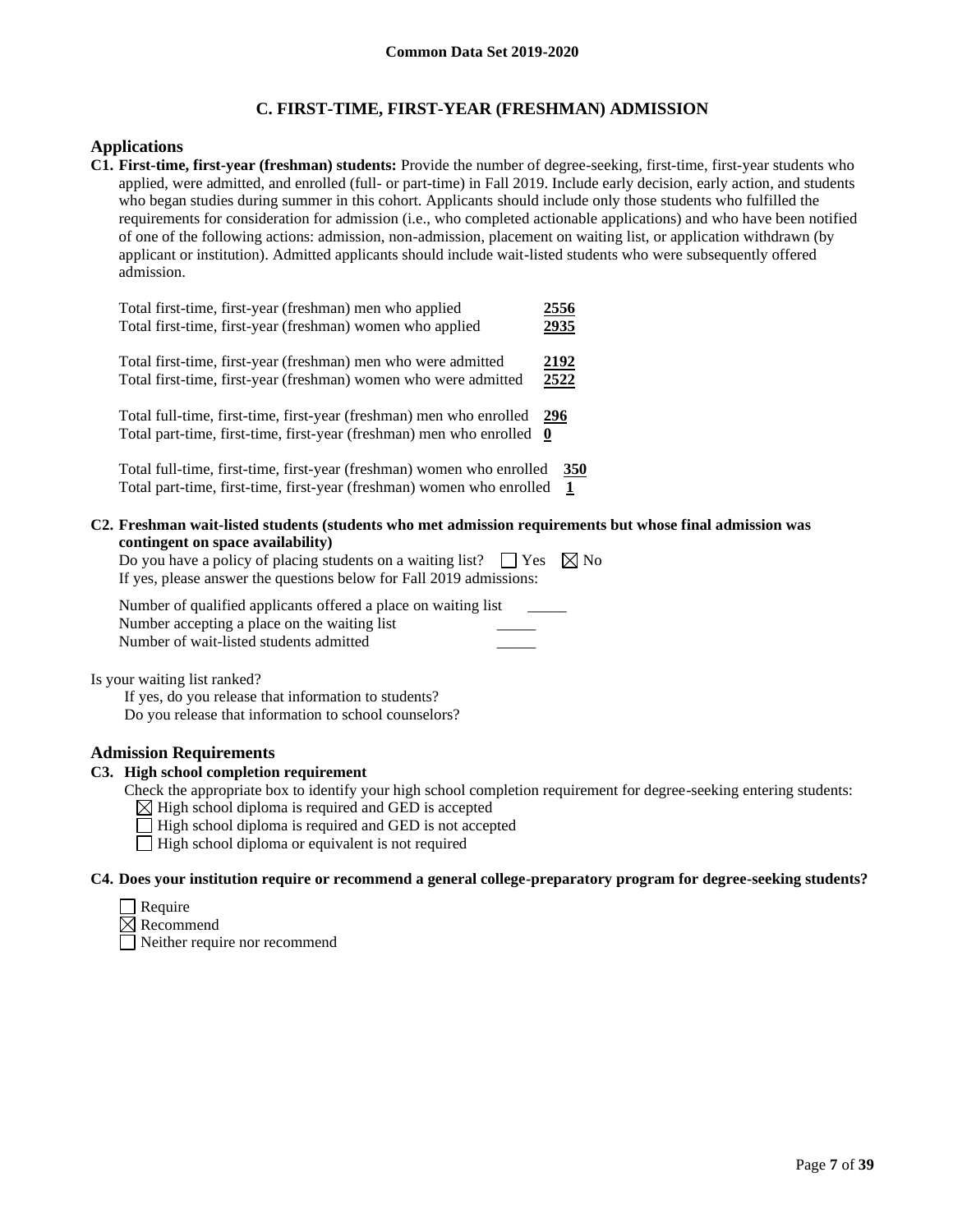# C. FIRST-TIME, FIRST-YEAR (FRESHMAN) ADMISSION

## Applications

**C1. First-time, first-year (freshman) students:** Provide the number of degree-seeking, first-time, first-year students who applied, were admitted, and enrolled (full- or part-time) in Fall 2019. Include early decision, early action, and students who began studies during summer in this cohort. Applicants should include only those students who fulfilled the requirements for consideration for admission (i.e., who completed actionable applications) and who have been notified of one of the following actions: admission, non-admission, placement on waiting list, or application withdrawn (by applicant or institution). Admitted applicants should include wait-listed students who were subsequently offered admission.

Total first-time, first-year (freshman) men who applied **2556**
Total first-time, first-year (freshman) women who applied **2935**

Total first-time, first-year (freshman) men who were admitted **2192**
Total first-time, first-year (freshman) women who were admitted **2522**

Total full-time, first-time, first-year (freshman) men who enrolled **296**
Total part-time, first-time, first-year (freshman) men who enrolled **0**

Total full-time, first-time, first-year (freshman) women who enrolled **350**
Total part-time, first-time, first-year (freshman) women who enrolled **1**

**C2. Freshman wait-listed students (students who met admission requirements but whose final admission was contingent on space availability)**

Do you have a policy of placing students on a waiting list? ☐ Yes ☒ No
If yes, please answer the questions below for Fall 2019 admissions:

Number of qualified applicants offered a place on waiting list _____
Number accepting a place on the waiting list _____
Number of wait-listed students admitted _____

Is your waiting list ranked?
If yes, do you release that information to students?
Do you release that information to school counselors?

## Admission Requirements

**C3. High school completion requirement**

Check the appropriate box to identify your high school completion requirement for degree-seeking entering students:

☒ High school diploma is required and GED is accepted
☐ High school diploma is required and GED is not accepted
☐ High school diploma or equivalent is not required

**C4. Does your institution require or recommend a general college-preparatory program for degree-seeking students?**

☐ Require
☒ Recommend
☐ Neither require nor recommend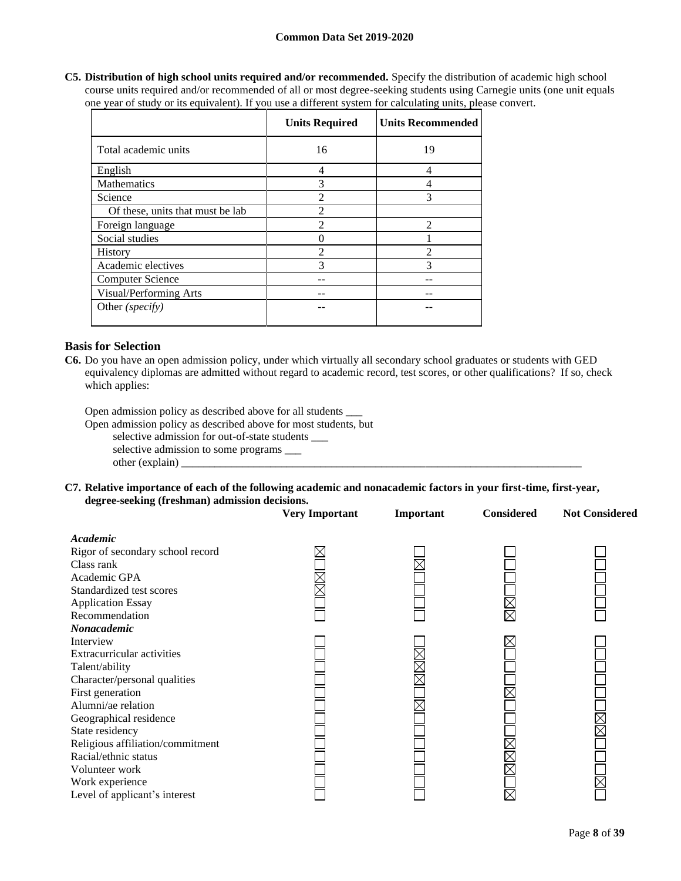**C5. Distribution of high school units required and/or recommended.** Specify the distribution of academic high school course units required and/or recommended of all or most degree-seeking students using Carnegie units (one unit equals one year of study or its equivalent). If you use a different system for calculating units, please convert.

| | Units Required | Units Recommended |
|---|---|---|
| Total academic units | 16 | 19 |
| English | 4 | 4 |
| Mathematics | 3 | 4 |
| Science | 2 | 3 |
| Of these, units that must be lab | 2 | |
| Foreign language | 2 | 2 |
| Social studies | 0 | 1 |
| History | 2 | 2 |
| Academic electives | 3 | 3 |
| Computer Science | -- | -- |
| Visual/Performing Arts | -- | -- |
| Other *(specify)* | -- | -- |

## Basis for Selection

**C6.** Do you have an open admission policy, under which virtually all secondary school graduates or students with GED equivalency diplomas are admitted without regard to academic record, test scores, or other qualifications? If so, check which applies:

Open admission policy as described above for all students ___
Open admission policy as described above for most students, but
selective admission for out-of-state students ___
selective admission to some programs ___
other (explain) ___

**C7. Relative importance of each of the following academic and nonacademic factors in your first-time, first-year, degree-seeking (freshman) admission decisions.**

| | Very Important | Important | Considered | Not Considered |
|---|---|---|---|---|
| ***Academic*** | | | | |
| Rigor of secondary school record | X | | | |
| Class rank | | X | | |
| Academic GPA | X | | | |
| Standardized test scores | X | | | |
| Application Essay | | | X | |
| Recommendation | | | X | |
| ***Nonacademic*** | | | | |
| Interview | | | X | |
| Extracurricular activities | | X | | |
| Talent/ability | | X | | |
| Character/personal qualities | | X | | |
| First generation | | | X | |
| Alumni/ae relation | | X | | |
| Geographical residence | | | | X |
| State residency | | | | X |
| Religious affiliation/commitment | | | X | |
| Racial/ethnic status | | | X | |
| Volunteer work | | | X | |
| Work experience | | | | X |
| Level of applicant's interest | | | X | |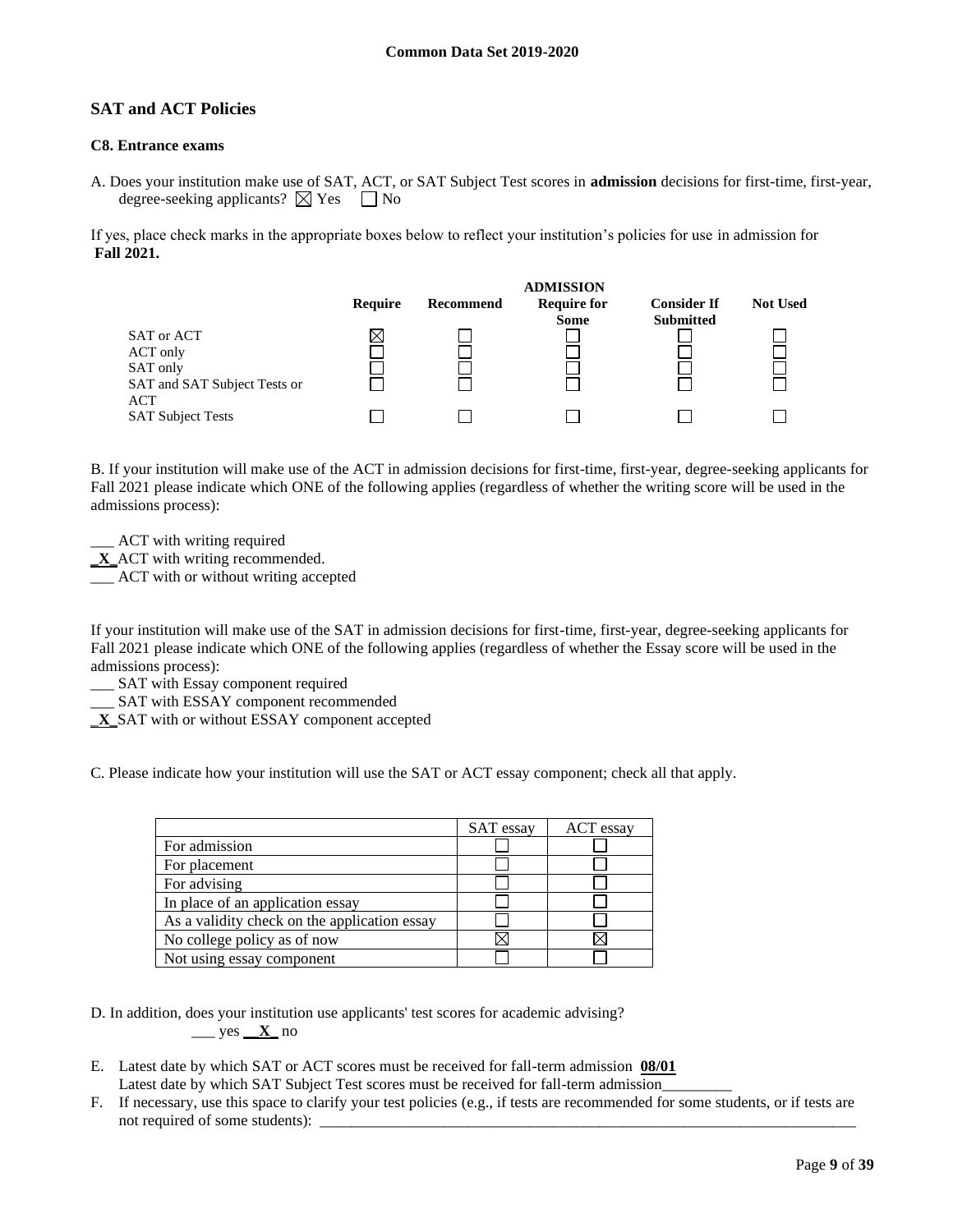## SAT and ACT Policies

### C8. Entrance exams

A. Does your institution make use of SAT, ACT, or SAT Subject Test scores in **admission** decisions for first-time, first-year, degree-seeking applicants? ☒ Yes ☐ No

If yes, place check marks in the appropriate boxes below to reflect your institution's policies for use in admission for **Fall 2021.**

| | ADMISSION | | | | |
|---|---|---|---|---|---|
| | **Require** | **Recommend** | **Require for Some** | **Consider If Submitted** | **Not Used** |
| SAT or ACT | ☒ | ☐ | ☐ | ☐ | ☐ |
| ACT only | ☐ | ☐ | ☐ | ☐ | ☐ |
| SAT only | ☐ | ☐ | ☐ | ☐ | ☐ |
| SAT and SAT Subject Tests or ACT | ☐ | ☐ | ☐ | ☐ | ☐ |
| SAT Subject Tests | ☐ | ☐ | ☐ | ☐ | ☐ |

B. If your institution will make use of the ACT in admission decisions for first-time, first-year, degree-seeking applicants for Fall 2021 please indicate which ONE of the following applies (regardless of whether the writing score will be used in the admissions process):

___ ACT with writing required
_**X**_ ACT with writing recommended.
___ ACT with or without writing accepted

If your institution will make use of the SAT in admission decisions for first-time, first-year, degree-seeking applicants for Fall 2021 please indicate which ONE of the following applies (regardless of whether the Essay score will be used in the admissions process):

___ SAT with Essay component required
___ SAT with ESSAY component recommended
_**X**_ SAT with or without ESSAY component accepted

C. Please indicate how your institution will use the SAT or ACT essay component; check all that apply.

| | SAT essay | ACT essay |
|---|---|---|
| For admission | ☐ | ☐ |
| For placement | ☐ | ☐ |
| For advising | ☐ | ☐ |
| In place of an application essay | ☐ | ☐ |
| As a validity check on the application essay | ☐ | ☐ |
| No college policy as of now | ☒ | ☒ |
| Not using essay component | ☐ | ☐ |

D. In addition, does your institution use applicants' test scores for academic advising?
___ yes __**X**_ no

E. Latest date by which SAT or ACT scores must be received for fall-term admission **08/01**
Latest date by which SAT Subject Test scores must be received for fall-term admission_________

F. If necessary, use this space to clarify your test policies (e.g., if tests are recommended for some students, or if tests are not required of some students): ___________________________________________________________________________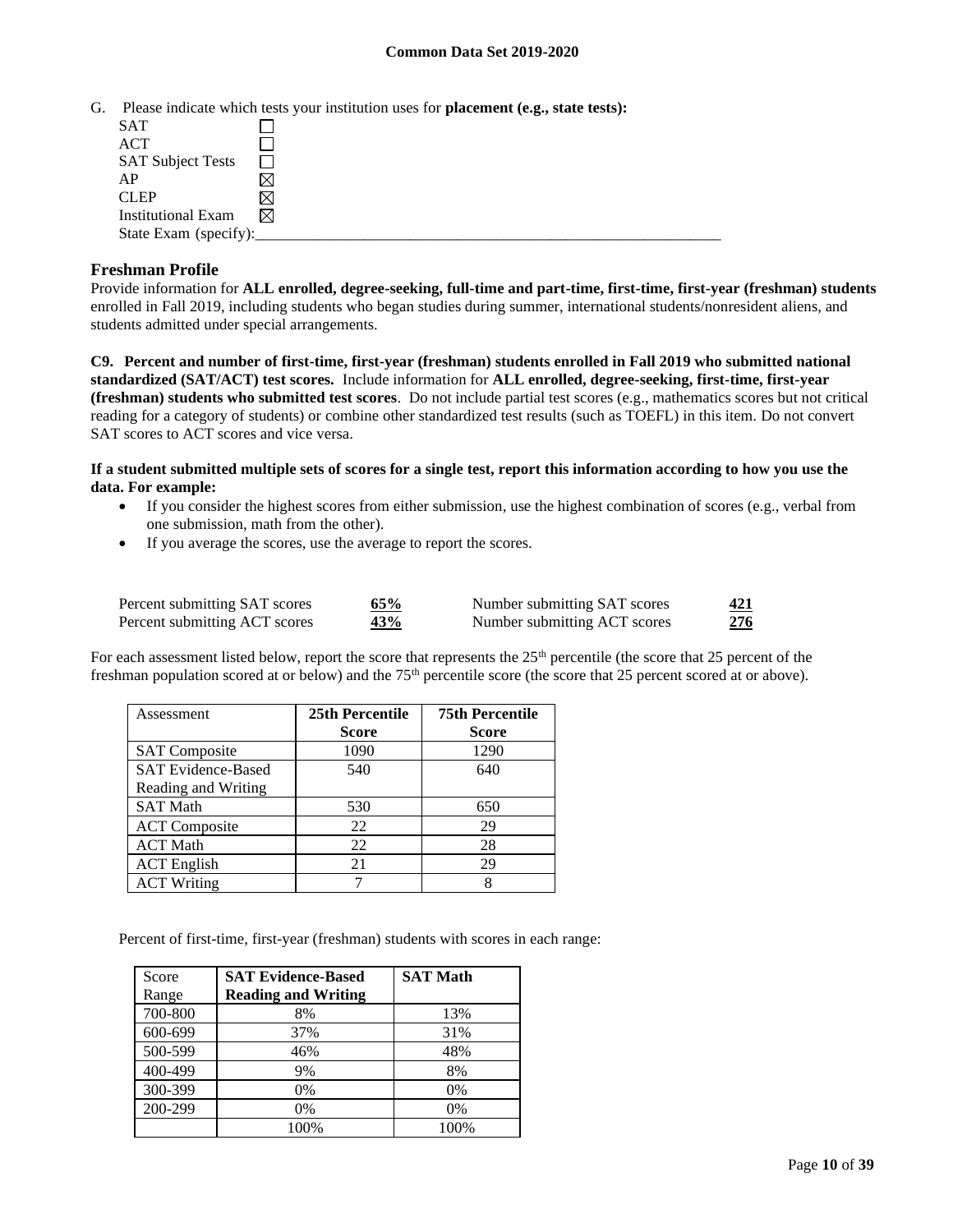G. Please indicate which tests your institution uses for **placement (e.g., state tests):**

| | |
|---|---|
| SAT | ☐ |
| ACT | ☐ |
| SAT Subject Tests | ☐ |
| AP | ☒ |
| CLEP | ☒ |
| Institutional Exam | ☒ |

State Exam (specify):\_\_\_\_\_\_\_\_\_\_\_\_\_\_\_\_\_\_\_\_\_\_\_\_\_\_\_\_\_\_\_\_\_\_\_\_\_\_\_\_\_\_\_\_\_\_\_\_\_\_\_\_\_\_\_\_\_\_\_\_

## Freshman Profile

Provide information for **ALL enrolled, degree-seeking, full-time and part-time, first-time, first-year (freshman) students** enrolled in Fall 2019, including students who began studies during summer, international students/nonresident aliens, and students admitted under special arrangements.

**C9. Percent and number of first-time, first-year (freshman) students enrolled in Fall 2019 who submitted national standardized (SAT/ACT) test scores.** Include information for **ALL enrolled, degree-seeking, first-time, first-year (freshman) students who submitted test scores**. Do not include partial test scores (e.g., mathematics scores but not critical reading for a category of students) or combine other standardized test results (such as TOEFL) in this item. Do not convert SAT scores to ACT scores and vice versa.

**If a student submitted multiple sets of scores for a single test, report this information according to how you use the data. For example:**

- If you consider the highest scores from either submission, use the highest combination of scores (e.g., verbal from one submission, math from the other).
- If you average the scores, use the average to report the scores.

| | | | |
|---|---|---|---|
| Percent submitting SAT scores | **65%** | Number submitting SAT scores | **421** |
| Percent submitting ACT scores | **43%** | Number submitting ACT scores | **276** |

For each assessment listed below, report the score that represents the 25th percentile (the score that 25 percent of the freshman population scored at or below) and the 75th percentile score (the score that 25 percent scored at or above).

| Assessment | 25th Percentile Score | 75th Percentile Score |
|---|---|---|
| SAT Composite | 1090 | 1290 |
| SAT Evidence-Based Reading and Writing | 540 | 640 |
| SAT Math | 530 | 650 |
| ACT Composite | 22 | 29 |
| ACT Math | 22 | 28 |
| ACT English | 21 | 29 |
| ACT Writing | 7 | 8 |

Percent of first-time, first-year (freshman) students with scores in each range:

| Score Range | SAT Evidence-Based Reading and Writing | SAT Math |
|---|---|---|
| 700-800 | 8% | 13% |
| 600-699 | 37% | 31% |
| 500-599 | 46% | 48% |
| 400-499 | 9% | 8% |
| 300-399 | 0% | 0% |
| 200-299 | 0% | 0% |
| | 100% | 100% |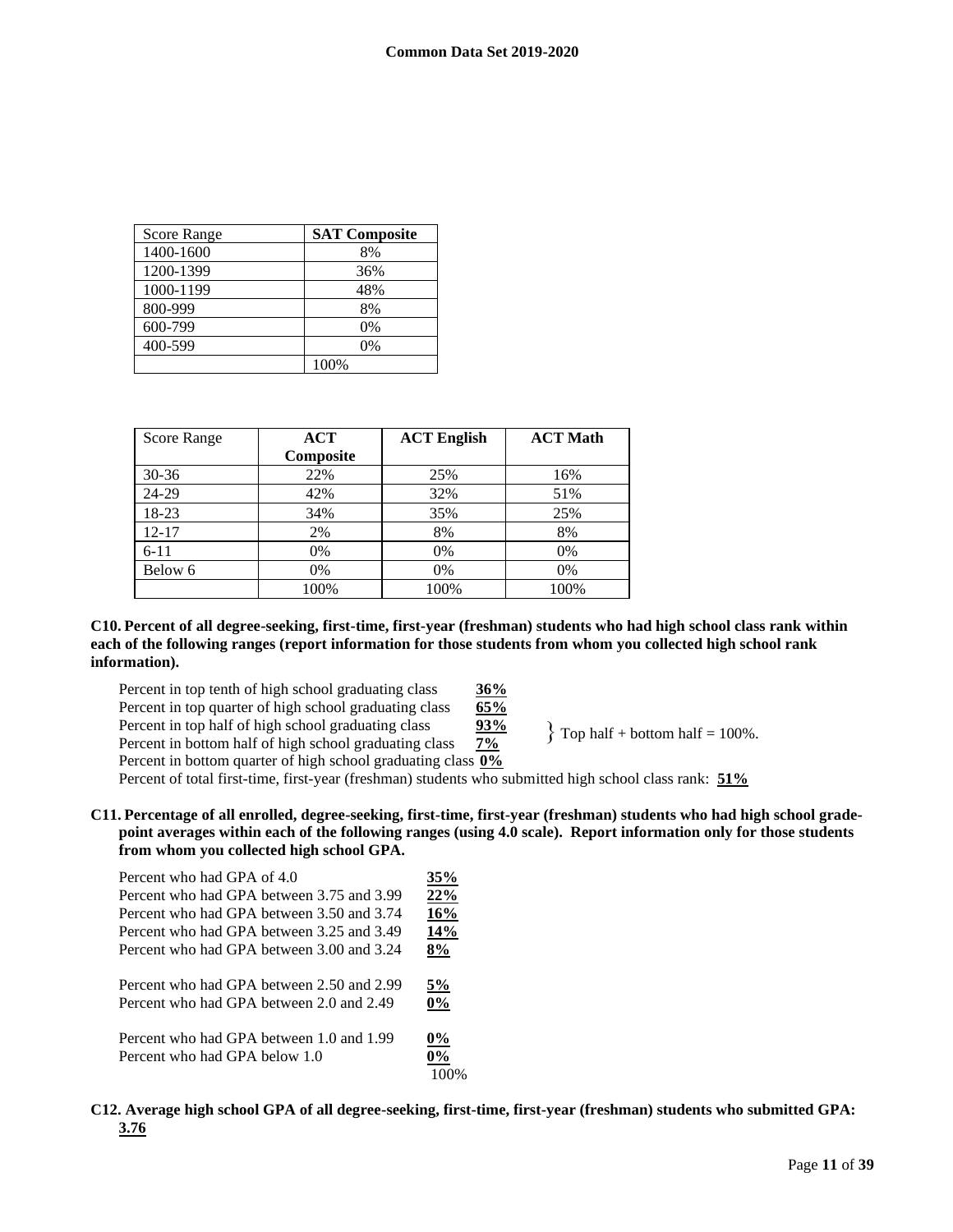| Score Range | SAT Composite |
|---|---|
| 1400-1600 | 8% |
| 1200-1399 | 36% |
| 1000-1199 | 48% |
| 800-999 | 8% |
| 600-799 | 0% |
| 400-599 | 0% |
| | 100% |

| Score Range | ACT Composite | ACT English | ACT Math |
|---|---|---|---|
| 30-36 | 22% | 25% | 16% |
| 24-29 | 42% | 32% | 51% |
| 18-23 | 34% | 35% | 25% |
| 12-17 | 2% | 8% | 8% |
| 6-11 | 0% | 0% | 0% |
| Below 6 | 0% | 0% | 0% |
| | 100% | 100% | 100% |

**C10. Percent of all degree-seeking, first-time, first-year (freshman) students who had high school class rank within each of the following ranges (report information for those students from whom you collected high school rank information).**

Percent in top tenth of high school graduating class **36%**
Percent in top quarter of high school graduating class **65%**
Percent in top half of high school graduating class **93%**
Percent in bottom half of high school graduating class **7%**
} Top half + bottom half = 100%.
Percent in bottom quarter of high school graduating class **0%**
Percent of total first-time, first-year (freshman) students who submitted high school class rank: **51%**

**C11. Percentage of all enrolled, degree-seeking, first-time, first-year (freshman) students who had high school grade-point averages within each of the following ranges (using 4.0 scale). Report information only for those students from whom you collected high school GPA.**

Percent who had GPA of 4.0 **35%**
Percent who had GPA between 3.75 and 3.99 **22%**
Percent who had GPA between 3.50 and 3.74 **16%**
Percent who had GPA between 3.25 and 3.49 **14%**
Percent who had GPA between 3.00 and 3.24 **8%**

Percent who had GPA between 2.50 and 2.99 **5%**
Percent who had GPA between 2.0 and 2.49 **0%**

Percent who had GPA between 1.0 and 1.99 **0%**
Percent who had GPA below 1.0 **0%**
100%

**C12. Average high school GPA of all degree-seeking, first-time, first-year (freshman) students who submitted GPA: 3.76**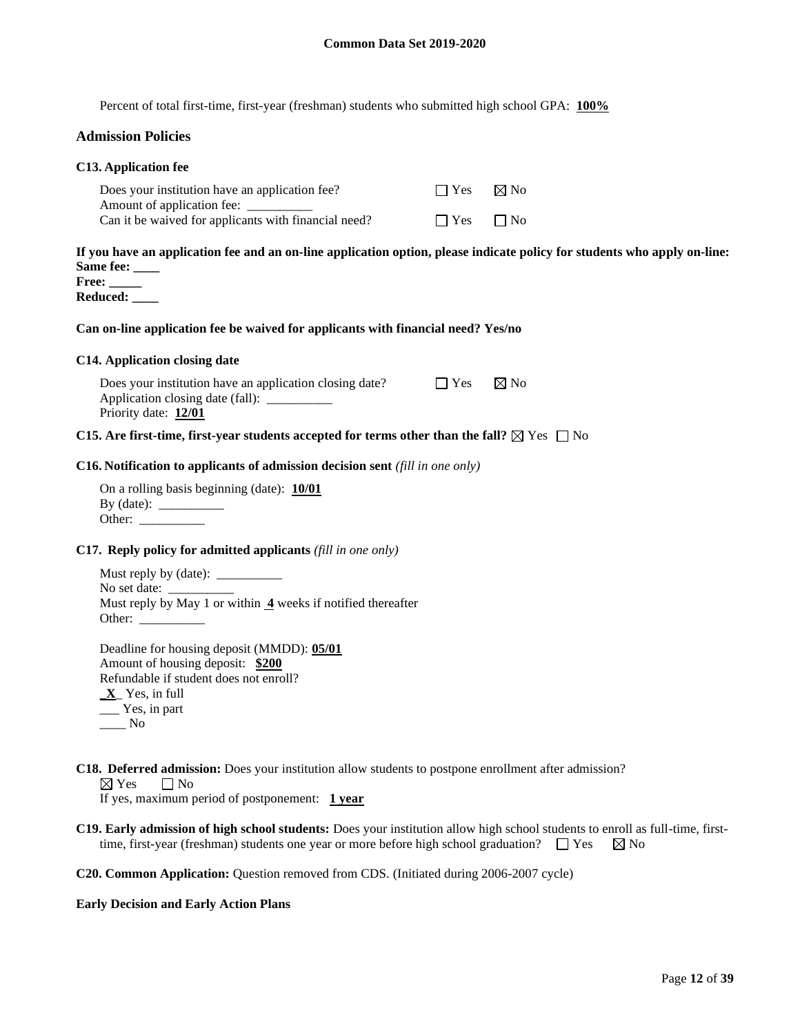Percent of total first-time, first-year (freshman) students who submitted high school GPA: **100%**

## Admission Policies

### C13. Application fee

Does your institution have an application fee? ☐ Yes ☒ No

Amount of application fee: __________

Can it be waived for applicants with financial need? ☐ Yes ☐ No

**If you have an application fee and an on-line application option, please indicate policy for students who apply on-line:**

**Same fee: ____**

**Free: _____**

**Reduced: ____**

**Can on-line application fee be waived for applicants with financial need? Yes/no**

### C14. Application closing date

Does your institution have an application closing date? ☐ Yes ☒ No

Application closing date (fall): __________

Priority date: **12/01**

### C15. Are first-time, first-year students accepted for terms other than the fall? ☒ Yes ☐ No

### C16. Notification to applicants of admission decision sent *(fill in one only)*

On a rolling basis beginning (date): **10/01**

By (date): __________

Other: __________

### C17. Reply policy for admitted applicants *(fill in one only)*

Must reply by (date): __________

No set date: __________

Must reply by May 1 or within **4** weeks if notified thereafter

Other: __________

Deadline for housing deposit (MMDD): **05/01**

Amount of housing deposit: **$200**

Refundable if student does not enroll?

**X** Yes, in full

___ Yes, in part

____ No

**C18. Deferred admission:** Does your institution allow students to postpone enrollment after admission?

☒ Yes ☐ No

If yes, maximum period of postponement: **1 year**

**C19. Early admission of high school students:** Does your institution allow high school students to enroll as full-time, first-time, first-year (freshman) students one year or more before high school graduation? ☐ Yes ☒ No

**C20. Common Application:** Question removed from CDS. (Initiated during 2006-2007 cycle)

### Early Decision and Early Action Plans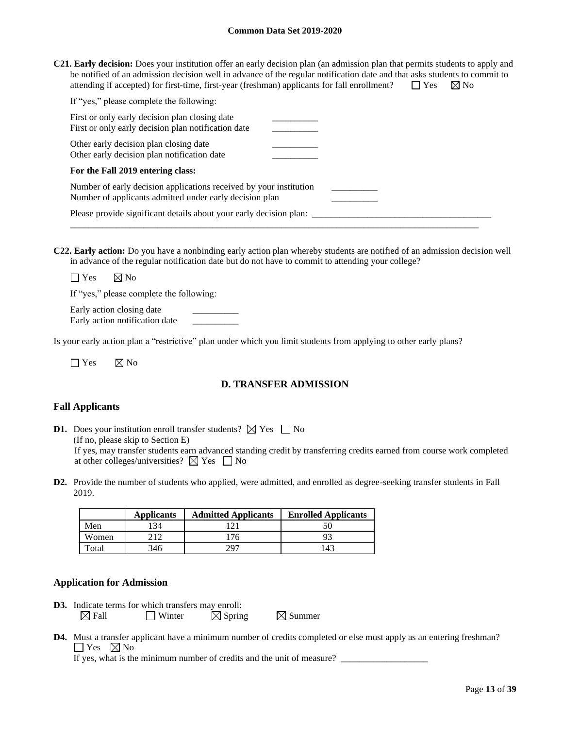**C21. Early decision:** Does your institution offer an early decision plan (an admission plan that permits students to apply and be notified of an admission decision well in advance of the regular notification date and that asks students to commit to attending if accepted) for first-time, first-year (freshman) applicants for fall enrollment? ☐ Yes ☒ No

If "yes," please complete the following:

First or only early decision plan closing date __________
First or only early decision plan notification date __________

Other early decision plan closing date __________
Other early decision plan notification date __________

**For the Fall 2019 entering class:**

Number of early decision applications received by your institution __________
Number of applicants admitted under early decision plan __________

Please provide significant details about your early decision plan: ________________________________________
__________________________________________________________________________________________

**C22. Early action:** Do you have a nonbinding early action plan whereby students are notified of an admission decision well in advance of the regular notification date but do not have to commit to attending your college?

☐ Yes ☒ No

If "yes," please complete the following:

Early action closing date __________
Early action notification date __________

Is your early action plan a "restrictive" plan under which you limit students from applying to other early plans?

☐ Yes ☒ No

## D. TRANSFER ADMISSION

### Fall Applicants

**D1.** Does your institution enroll transfer students? ☒ Yes ☐ No
(If no, please skip to Section E)
If yes, may transfer students earn advanced standing credit by transferring credits earned from course work completed at other colleges/universities? ☒ Yes ☐ No

**D2.** Provide the number of students who applied, were admitted, and enrolled as degree-seeking transfer students in Fall 2019.

| | Applicants | Admitted Applicants | Enrolled Applicants |
|---|---|---|---|
| Men | 134 | 121 | 50 |
| Women | 212 | 176 | 93 |
| Total | 346 | 297 | 143 |

### Application for Admission

**D3.** Indicate terms for which transfers may enroll:
☒ Fall ☐ Winter ☒ Spring ☒ Summer

**D4.** Must a transfer applicant have a minimum number of credits completed or else must apply as an entering freshman?
☐ Yes ☒ No
If yes, what is the minimum number of credits and the unit of measure? ___________________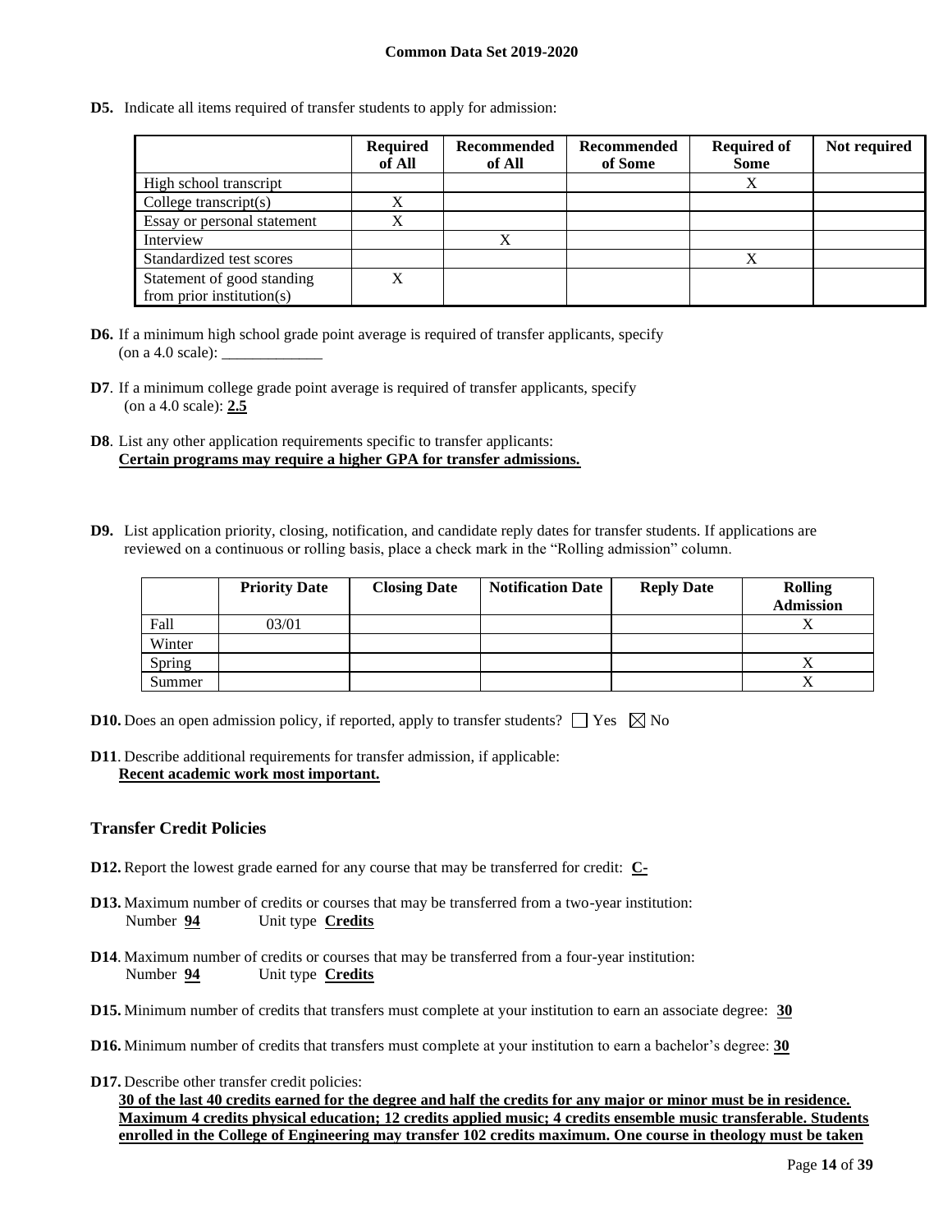**D5.** Indicate all items required of transfer students to apply for admission:

| | Required of All | Recommended of All | Recommended of Some | Required of Some | Not required |
|---|---|---|---|---|---|
| High school transcript | | | | X | |
| College transcript(s) | X | | | | |
| Essay or personal statement | X | | | | |
| Interview | | X | | | |
| Standardized test scores | | | | X | |
| Statement of good standing from prior institution(s) | X | | | | |

**D6.** If a minimum high school grade point average is required of transfer applicants, specify (on a 4.0 scale): _____________

**D7**. If a minimum college grade point average is required of transfer applicants, specify (on a 4.0 scale): **2.5**

**D8**. List any other application requirements specific to transfer applicants:
**Certain programs may require a higher GPA for transfer admissions.**

**D9.** List application priority, closing, notification, and candidate reply dates for transfer students. If applications are reviewed on a continuous or rolling basis, place a check mark in the "Rolling admission" column.

| | Priority Date | Closing Date | Notification Date | Reply Date | Rolling Admission |
|---|---|---|---|---|---|
| Fall | 03/01 | | | | X |
| Winter | | | | | |
| Spring | | | | | X |
| Summer | | | | | X |

**D10.** Does an open admission policy, if reported, apply to transfer students? ☐ Yes ☒ No

**D11**. Describe additional requirements for transfer admission, if applicable:
**Recent academic work most important.**

## Transfer Credit Policies

**D12.** Report the lowest grade earned for any course that may be transferred for credit: **C-**

**D13.** Maximum number of credits or courses that may be transferred from a two-year institution:
Number **94** Unit type **Credits**

**D14**. Maximum number of credits or courses that may be transferred from a four-year institution:
Number **94** Unit type **Credits**

**D15.** Minimum number of credits that transfers must complete at your institution to earn an associate degree: **30**

**D16.** Minimum number of credits that transfers must complete at your institution to earn a bachelor's degree: **30**

**D17.** Describe other transfer credit policies:
**30 of the last 40 credits earned for the degree and half the credits for any major or minor must be in residence. Maximum 4 credits physical education; 12 credits applied music; 4 credits ensemble music transferable. Students enrolled in the College of Engineering may transfer 102 credits maximum. One course in theology must be taken**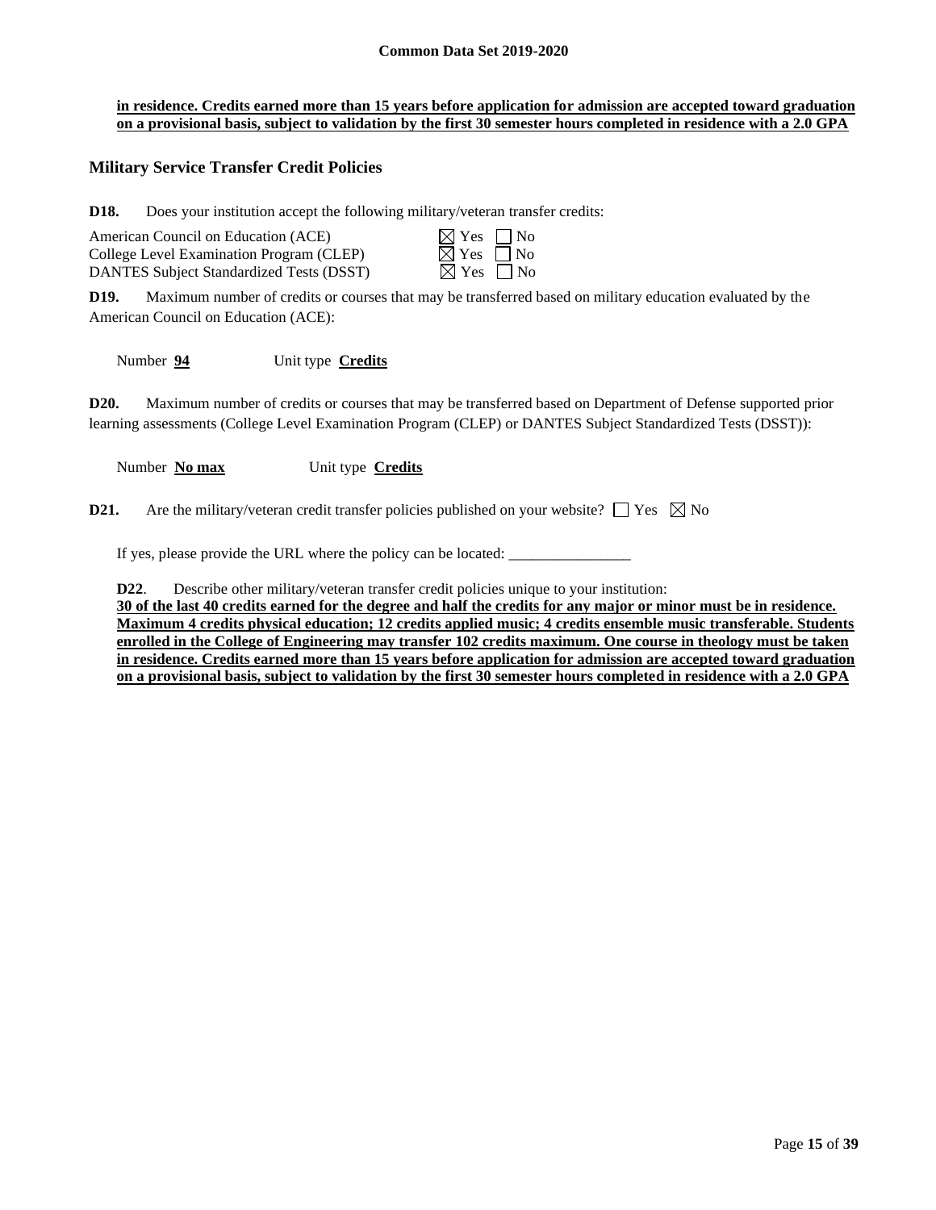**in residence. Credits earned more than 15 years before application for admission are accepted toward graduation on a provisional basis, subject to validation by the first 30 semester hours completed in residence with a 2.0 GPA**

## Military Service Transfer Credit Policies

**D18.** Does your institution accept the following military/veteran transfer credits:

| | |
|---|---|
| American Council on Education (ACE) | ☒ Yes ☐ No |
| College Level Examination Program (CLEP) | ☒ Yes ☐ No |
| DANTES Subject Standardized Tests (DSST) | ☒ Yes ☐ No |

**D19.** Maximum number of credits or courses that may be transferred based on military education evaluated by the American Council on Education (ACE):

Number **94** Unit type **Credits**

**D20.** Maximum number of credits or courses that may be transferred based on Department of Defense supported prior learning assessments (College Level Examination Program (CLEP) or DANTES Subject Standardized Tests (DSST)):

Number **No max** Unit type **Credits**

**D21.** Are the military/veteran credit transfer policies published on your website? ☐ Yes ☒ No

If yes, please provide the URL where the policy can be located: ________________

**D22**. Describe other military/veteran transfer credit policies unique to your institution:
**30 of the last 40 credits earned for the degree and half the credits for any major or minor must be in residence. Maximum 4 credits physical education; 12 credits applied music; 4 credits ensemble music transferable. Students enrolled in the College of Engineering may transfer 102 credits maximum. One course in theology must be taken in residence. Credits earned more than 15 years before application for admission are accepted toward graduation on a provisional basis, subject to validation by the first 30 semester hours completed in residence with a 2.0 GPA**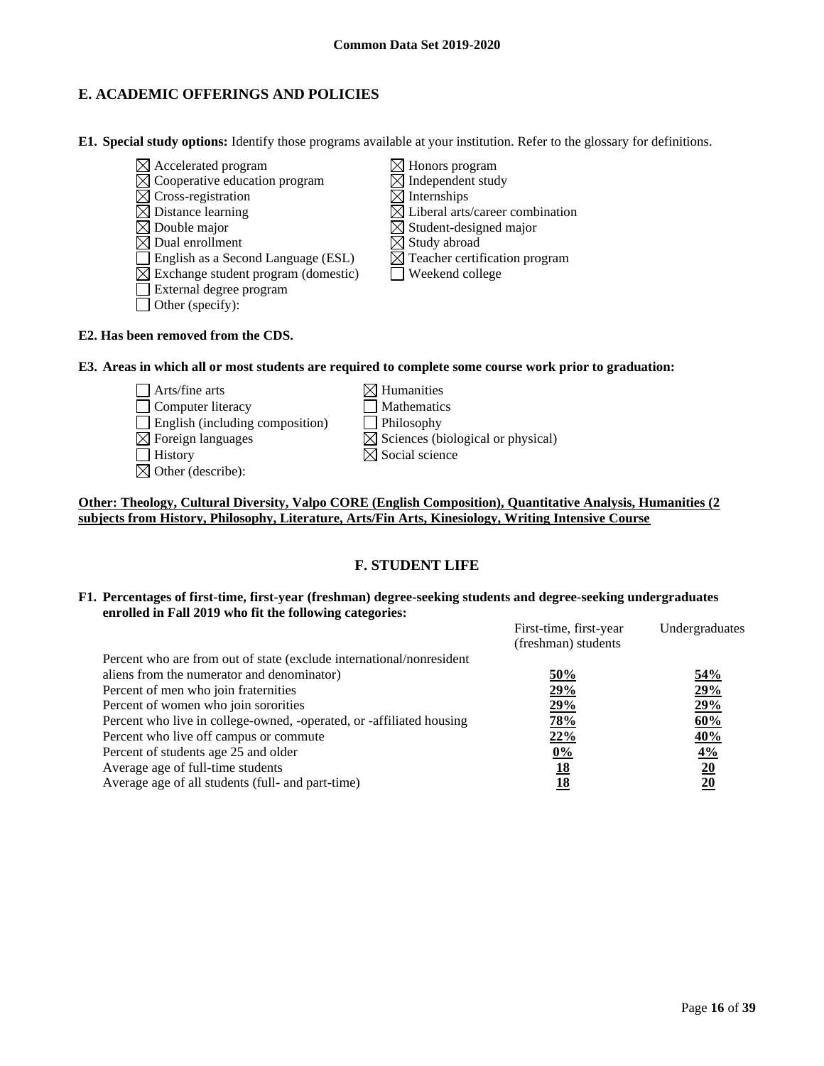## E. ACADEMIC OFFERINGS AND POLICIES

**E1. Special study options:** Identify those programs available at your institution. Refer to the glossary for definitions.

- ☒ Accelerated program
- ☒ Cooperative education program
- ☒ Cross-registration
- ☒ Distance learning
- ☒ Double major
- ☒ Dual enrollment
- ☐ English as a Second Language (ESL)
- ☒ Exchange student program (domestic)
- ☐ External degree program
- ☐ Other (specify):
- ☒ Honors program
- ☒ Independent study
- ☒ Internships
- ☒ Liberal arts/career combination
- ☒ Student-designed major
- ☒ Study abroad
- ☒ Teacher certification program
- ☐ Weekend college

**E2. Has been removed from the CDS.**

**E3. Areas in which all or most students are required to complete some course work prior to graduation:**

- ☐ Arts/fine arts
- ☐ Computer literacy
- ☐ English (including composition)
- ☒ Foreign languages
- ☐ History
- ☒ Other (describe):
- ☒ Humanities
- ☐ Mathematics
- ☐ Philosophy
- ☒ Sciences (biological or physical)
- ☒ Social science

**Other: Theology, Cultural Diversity, Valpo CORE (English Composition), Quantitative Analysis, Humanities (2 subjects from History, Philosophy, Literature, Arts/Fin Arts, Kinesiology, Writing Intensive Course**

## F. STUDENT LIFE

**F1. Percentages of first-time, first-year (freshman) degree-seeking students and degree-seeking undergraduates enrolled in Fall 2019 who fit the following categories:**

| | First-time, first-year (freshman) students | Undergraduates |
|---|---|---|
| Percent who are from out of state (exclude international/nonresident aliens from the numerator and denominator) | 50% | 54% |
| Percent of men who join fraternities | 29% | 29% |
| Percent of women who join sororities | 29% | 29% |
| Percent who live in college-owned, -operated, or -affiliated housing | 78% | 60% |
| Percent who live off campus or commute | 22% | 40% |
| Percent of students age 25 and older | 0% | 4% |
| Average age of full-time students | 18 | 20 |
| Average age of all students (full- and part-time) | 18 | 20 |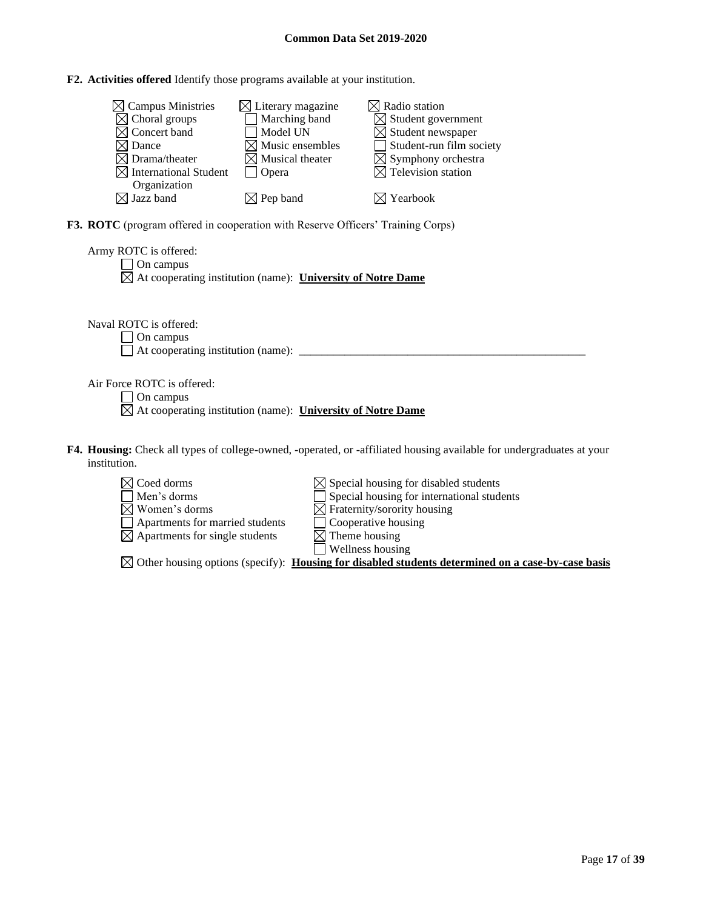**F2. Activities offered** Identify those programs available at your institution.

- ☒ Campus Ministries
- ☒ Choral groups
- ☒ Concert band
- ☒ Dance
- ☒ Drama/theater
- ☒ International Student Organization
- ☒ Jazz band
- ☒ Literary magazine
- ☐ Marching band
- ☐ Model UN
- ☒ Music ensembles
- ☒ Musical theater
- ☐ Opera
- ☒ Pep band
- ☒ Radio station
- ☒ Student government
- ☒ Student newspaper
- ☐ Student-run film society
- ☒ Symphony orchestra
- ☒ Television station
- ☒ Yearbook

**F3. ROTC** (program offered in cooperation with Reserve Officers' Training Corps)

Army ROTC is offered:
- ☐ On campus
- ☒ At cooperating institution (name): **University of Notre Dame**

Naval ROTC is offered:
- ☐ On campus
- ☐ At cooperating institution (name): ____________________

Air Force ROTC is offered:
- ☐ On campus
- ☒ At cooperating institution (name): **University of Notre Dame**

**F4. Housing:** Check all types of college-owned, -operated, or -affiliated housing available for undergraduates at your institution.

- ☒ Coed dorms
- ☐ Men's dorms
- ☒ Women's dorms
- ☐ Apartments for married students
- ☒ Apartments for single students
- ☒ Special housing for disabled students
- ☐ Special housing for international students
- ☒ Fraternity/sorority housing
- ☐ Cooperative housing
- ☒ Theme housing
- ☐ Wellness housing
- ☒ Other housing options (specify): **Housing for disabled students determined on a case-by-case basis**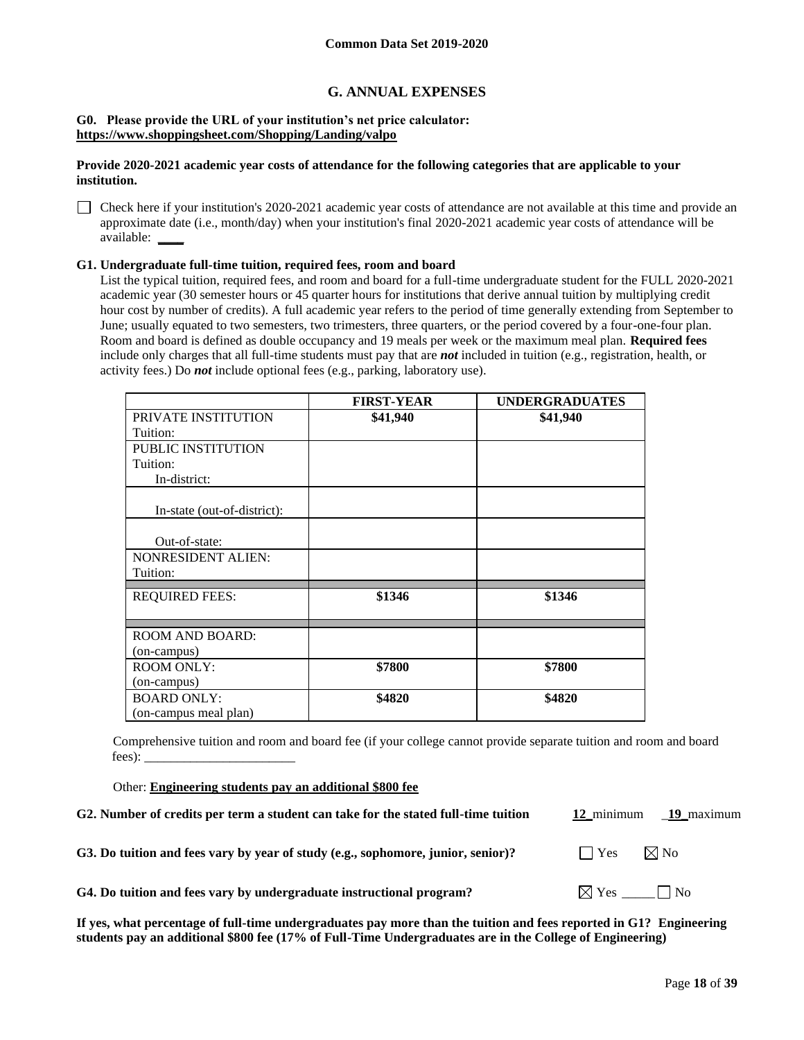## G. ANNUAL EXPENSES

**G0. Please provide the URL of your institution's net price calculator:**
**https://www.shoppingsheet.com/Shopping/Landing/valpo**

**Provide 2020-2021 academic year costs of attendance for the following categories that are applicable to your institution.**

☐ Check here if your institution's 2020-2021 academic year costs of attendance are not available at this time and provide an approximate date (i.e., month/day) when your institution's final 2020-2021 academic year costs of attendance will be available: ____

**G1. Undergraduate full-time tuition, required fees, room and board**

List the typical tuition, required fees, and room and board for a full-time undergraduate student for the FULL 2020-2021 academic year (30 semester hours or 45 quarter hours for institutions that derive annual tuition by multiplying credit hour cost by number of credits). A full academic year refers to the period of time generally extending from September to June; usually equated to two semesters, two trimesters, three quarters, or the period covered by a four-one-four plan. Room and board is defined as double occupancy and 19 meals per week or the maximum meal plan. **Required fees** include only charges that all full-time students must pay that are ***not*** included in tuition (e.g., registration, health, or activity fees.) Do ***not*** include optional fees (e.g., parking, laboratory use).

| | FIRST-YEAR | UNDERGRADUATES |
|---|---|---|
| PRIVATE INSTITUTION Tuition: | $41,940 | $41,940 |
| PUBLIC INSTITUTION Tuition: In-district: | | |
| In-state (out-of-district): | | |
| Out-of-state: | | |
| NONRESIDENT ALIEN: Tuition: | | |
| REQUIRED FEES: | $1346 | $1346 |
| ROOM AND BOARD: (on-campus) | | |
| ROOM ONLY: (on-campus) | $7800 | $7800 |
| BOARD ONLY: (on-campus meal plan) | $4820 | $4820 |

Comprehensive tuition and room and board fee (if your college cannot provide separate tuition and room and board fees): _______________________

Other: **Engineering students pay an additional $800 fee**

**G2. Number of credits per term a student can take for the stated full-time tuition** 12 minimum 19 maximum

**G3. Do tuition and fees vary by year of study (e.g., sophomore, junior, senior)?** ☐ Yes ☒ No

**G4. Do tuition and fees vary by undergraduate instructional program?** ☒ Yes ☐ No

**If yes, what percentage of full-time undergraduates pay more than the tuition and fees reported in G1? Engineering students pay an additional $800 fee (17% of Full-Time Undergraduates are in the College of Engineering)**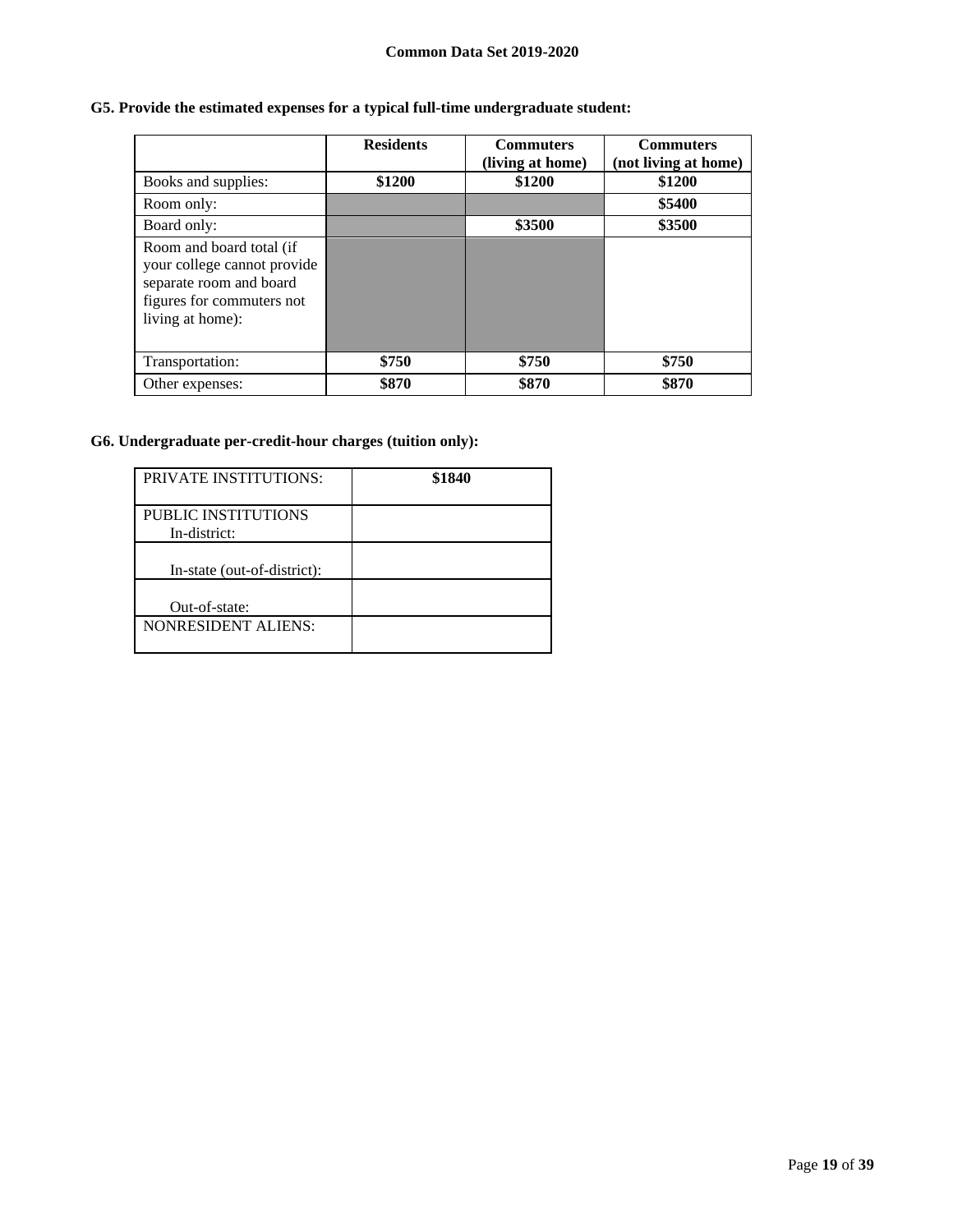**G5. Provide the estimated expenses for a typical full-time undergraduate student:**

| | Residents | Commuters (living at home) | Commuters (not living at home) |
|---|---|---|---|
| Books and supplies: | **\$1200** | **\$1200** | **\$1200** |
| Room only: | | | **\$5400** |
| Board only: | | **\$3500** | **\$3500** |
| Room and board total (if your college cannot provide separate room and board figures for commuters not living at home): | | | |
| Transportation: | **\$750** | **\$750** | **\$750** |
| Other expenses: | **\$870** | **\$870** | **\$870** |

**G6. Undergraduate per-credit-hour charges (tuition only):**

| | |
|---|---|
| PRIVATE INSTITUTIONS: | **\$1840** |
| PUBLIC INSTITUTIONS In-district: | |
| In-state (out-of-district): | |
| Out-of-state: | |
| NONRESIDENT ALIENS: | |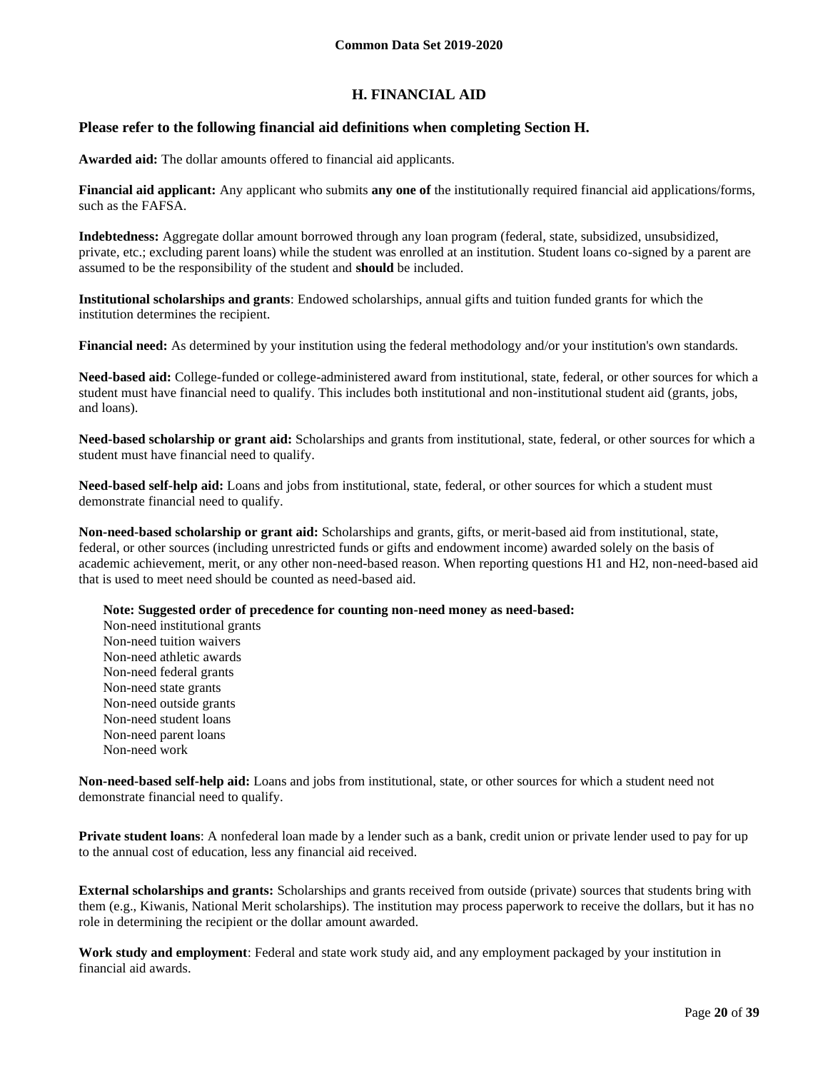## H. FINANCIAL AID

### Please refer to the following financial aid definitions when completing Section H.

**Awarded aid:** The dollar amounts offered to financial aid applicants.

**Financial aid applicant:** Any applicant who submits **any one of** the institutionally required financial aid applications/forms, such as the FAFSA.

**Indebtedness:** Aggregate dollar amount borrowed through any loan program (federal, state, subsidized, unsubsidized, private, etc.; excluding parent loans) while the student was enrolled at an institution. Student loans co-signed by a parent are assumed to be the responsibility of the student and **should** be included.

**Institutional scholarships and grants**: Endowed scholarships, annual gifts and tuition funded grants for which the institution determines the recipient.

**Financial need:** As determined by your institution using the federal methodology and/or your institution's own standards.

**Need-based aid:** College-funded or college-administered award from institutional, state, federal, or other sources for which a student must have financial need to qualify. This includes both institutional and non-institutional student aid (grants, jobs, and loans).

**Need-based scholarship or grant aid:** Scholarships and grants from institutional, state, federal, or other sources for which a student must have financial need to qualify.

**Need-based self-help aid:** Loans and jobs from institutional, state, federal, or other sources for which a student must demonstrate financial need to qualify.

**Non-need-based scholarship or grant aid:** Scholarships and grants, gifts, or merit-based aid from institutional, state, federal, or other sources (including unrestricted funds or gifts and endowment income) awarded solely on the basis of academic achievement, merit, or any other non-need-based reason. When reporting questions H1 and H2, non-need-based aid that is used to meet need should be counted as need-based aid.

**Note: Suggested order of precedence for counting non-need money as need-based:**

Non-need institutional grants
Non-need tuition waivers
Non-need athletic awards
Non-need federal grants
Non-need state grants
Non-need outside grants
Non-need student loans
Non-need parent loans
Non-need work

**Non-need-based self-help aid:** Loans and jobs from institutional, state, or other sources for which a student need not demonstrate financial need to qualify.

**Private student loans**: A nonfederal loan made by a lender such as a bank, credit union or private lender used to pay for up to the annual cost of education, less any financial aid received.

**External scholarships and grants:** Scholarships and grants received from outside (private) sources that students bring with them (e.g., Kiwanis, National Merit scholarships). The institution may process paperwork to receive the dollars, but it has no role in determining the recipient or the dollar amount awarded.

**Work study and employment**: Federal and state work study aid, and any employment packaged by your institution in financial aid awards.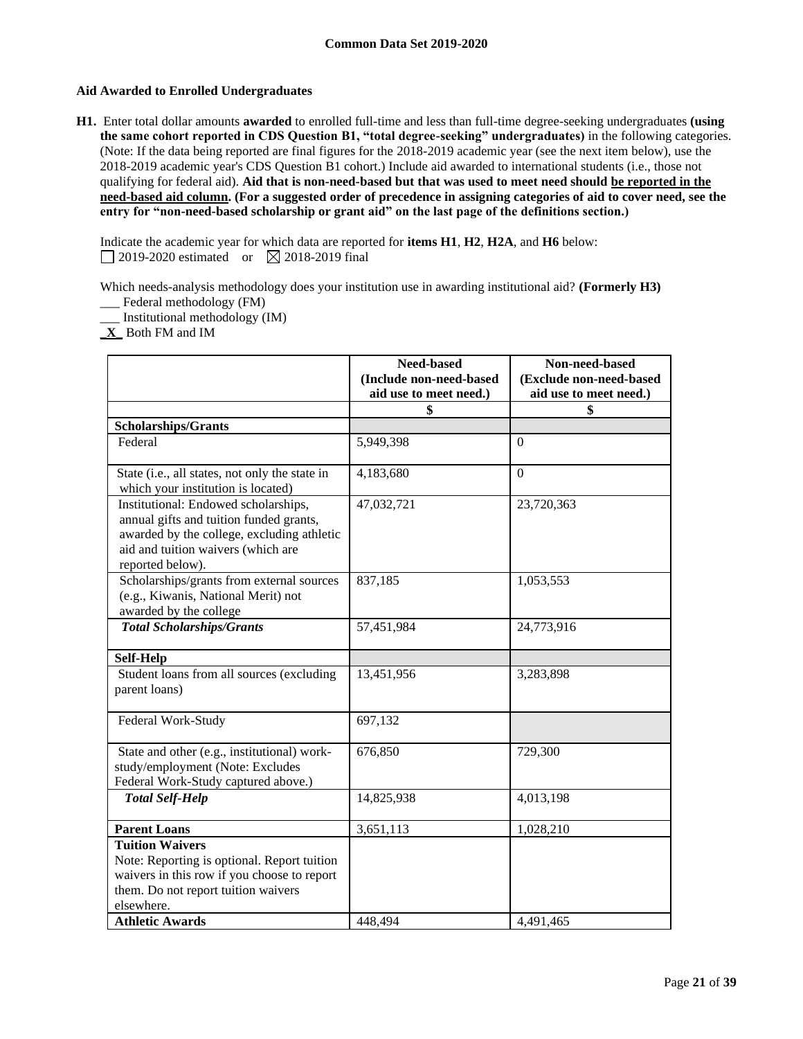## Aid Awarded to Enrolled Undergraduates

**H1.** Enter total dollar amounts **awarded** to enrolled full-time and less than full-time degree-seeking undergraduates **(using the same cohort reported in CDS Question B1, "total degree-seeking" undergraduates)** in the following categories. (Note: If the data being reported are final figures for the 2018-2019 academic year (see the next item below), use the 2018-2019 academic year's CDS Question B1 cohort.) Include aid awarded to international students (i.e., those not qualifying for federal aid). **Aid that is non-need-based but that was used to meet need should be reported in the need-based aid column. (For a suggested order of precedence in assigning categories of aid to cover need, see the entry for "non-need-based scholarship or grant aid" on the last page of the definitions section.)**

Indicate the academic year for which data are reported for **items H1**, **H2**, **H2A**, and **H6** below:
☐ 2019-2020 estimated or ☒ 2018-2019 final

Which needs-analysis methodology does your institution use in awarding institutional aid? **(Formerly H3)**
___ Federal methodology (FM)
___ Institutional methodology (IM)
_**X**_ Both FM and IM

| | Need-based (Include non-need-based aid use to meet need.) | Non-need-based (Exclude non-need-based aid use to meet need.) |
|---|---|---|
| | $ | $ |
| **Scholarships/Grants** | | |
| Federal | 5,949,398 | 0 |
| State (i.e., all states, not only the state in which your institution is located) | 4,183,680 | 0 |
| Institutional: Endowed scholarships, annual gifts and tuition funded grants, awarded by the college, excluding athletic aid and tuition waivers (which are reported below). | 47,032,721 | 23,720,363 |
| Scholarships/grants from external sources (e.g., Kiwanis, National Merit) not awarded by the college | 837,185 | 1,053,553 |
| ***Total Scholarships/Grants*** | 57,451,984 | 24,773,916 |
| **Self-Help** | | |
| Student loans from all sources (excluding parent loans) | 13,451,956 | 3,283,898 |
| Federal Work-Study | 697,132 | |
| State and other (e.g., institutional) work-study/employment (Note: Excludes Federal Work-Study captured above.) | 676,850 | 729,300 |
| ***Total Self-Help*** | 14,825,938 | 4,013,198 |
| **Parent Loans** | 3,651,113 | 1,028,210 |
| **Tuition Waivers** Note: Reporting is optional. Report tuition waivers in this row if you choose to report them. Do not report tuition waivers elsewhere. | | |
| **Athletic Awards** | 448,494 | 4,491,465 |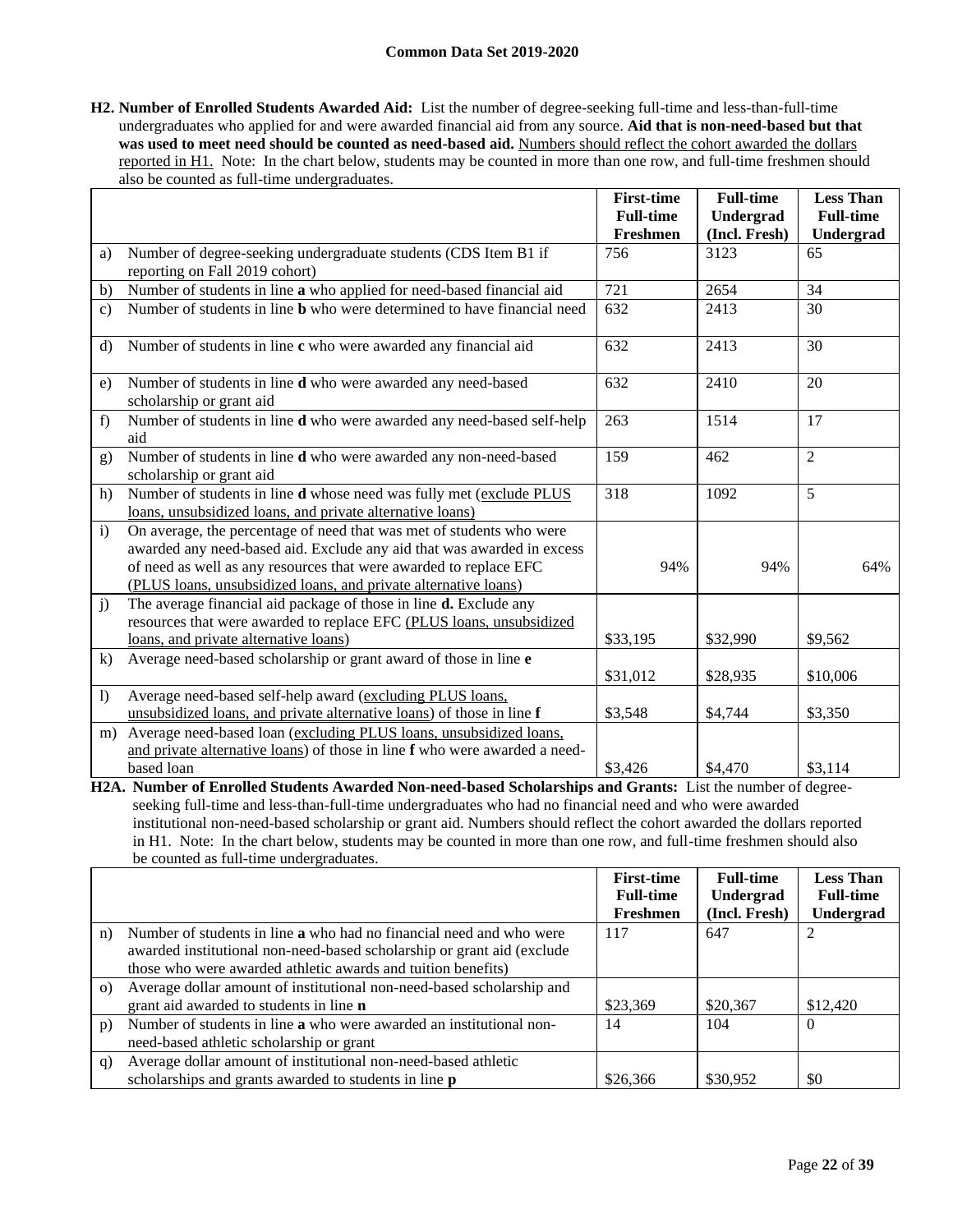**H2. Number of Enrolled Students Awarded Aid:** List the number of degree-seeking full-time and less-than-full-time undergraduates who applied for and were awarded financial aid from any source. **Aid that is non-need-based but that was used to meet need should be counted as need-based aid.** Numbers should reflect the cohort awarded the dollars reported in H1. Note: In the chart below, students may be counted in more than one row, and full-time freshmen should also be counted as full-time undergraduates.

| | | First-time Full-time Freshmen | Full-time Undergrad (Incl. Fresh) | Less Than Full-time Undergrad |
|---|---|---|---|---|
| a) | Number of degree-seeking undergraduate students (CDS Item B1 if reporting on Fall 2019 cohort) | 756 | 3123 | 65 |
| b) | Number of students in line **a** who applied for need-based financial aid | 721 | 2654 | 34 |
| c) | Number of students in line **b** who were determined to have financial need | 632 | 2413 | 30 |
| d) | Number of students in line **c** who were awarded any financial aid | 632 | 2413 | 30 |
| e) | Number of students in line **d** who were awarded any need-based scholarship or grant aid | 632 | 2410 | 20 |
| f) | Number of students in line **d** who were awarded any need-based self-help aid | 263 | 1514 | 17 |
| g) | Number of students in line **d** who were awarded any non-need-based scholarship or grant aid | 159 | 462 | 2 |
| h) | Number of students in line **d** whose need was fully met (exclude PLUS loans, unsubsidized loans, and private alternative loans) | 318 | 1092 | 5 |
| i) | On average, the percentage of need that was met of students who were awarded any need-based aid. Exclude any aid that was awarded in excess of need as well as any resources that were awarded to replace EFC (PLUS loans, unsubsidized loans, and private alternative loans) | 94% | 94% | 64% |
| j) | The average financial aid package of those in line **d.** Exclude any resources that were awarded to replace EFC (PLUS loans, unsubsidized loans, and private alternative loans) | $33,195 | $32,990 | $9,562 |
| k) | Average need-based scholarship or grant award of those in line **e** | $31,012 | $28,935 | $10,006 |
| l) | Average need-based self-help award (excluding PLUS loans, unsubsidized loans, and private alternative loans) of those in line **f** | $3,548 | $4,744 | $3,350 |
| m) | Average need-based loan (excluding PLUS loans, unsubsidized loans, and private alternative loans) of those in line **f** who were awarded a need-based loan | $3,426 | $4,470 | $3,114 |

**H2A. Number of Enrolled Students Awarded Non-need-based Scholarships and Grants:** List the number of degree-seeking full-time and less-than-full-time undergraduates who had no financial need and who were awarded institutional non-need-based scholarship or grant aid. Numbers should reflect the cohort awarded the dollars reported in H1. Note: In the chart below, students may be counted in more than one row, and full-time freshmen should also be counted as full-time undergraduates.

| | | First-time Full-time Freshmen | Full-time Undergrad (Incl. Fresh) | Less Than Full-time Undergrad |
|---|---|---|---|---|
| n) | Number of students in line **a** who had no financial need and who were awarded institutional non-need-based scholarship or grant aid (exclude those who were awarded athletic awards and tuition benefits) | 117 | 647 | 2 |
| o) | Average dollar amount of institutional non-need-based scholarship and grant aid awarded to students in line **n** | $23,369 | $20,367 | $12,420 |
| p) | Number of students in line **a** who were awarded an institutional non-need-based athletic scholarship or grant | 14 | 104 | 0 |
| q) | Average dollar amount of institutional non-need-based athletic scholarships and grants awarded to students in line **p** | $26,366 | $30,952 | $0 |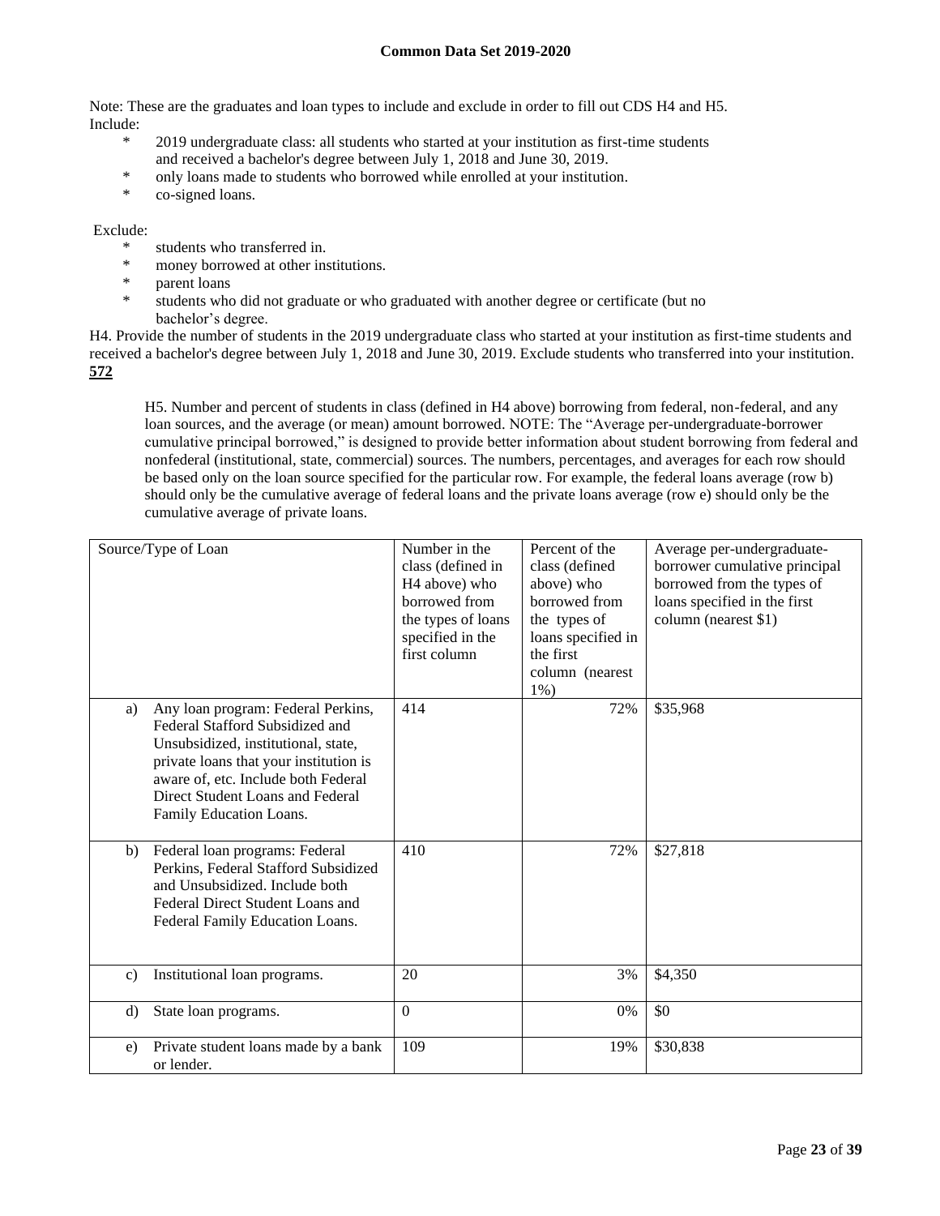Note: These are the graduates and loan types to include and exclude in order to fill out CDS H4 and H5.

Include:

- 2019 undergraduate class: all students who started at your institution as first-time students and received a bachelor's degree between July 1, 2018 and June 30, 2019.
- only loans made to students who borrowed while enrolled at your institution.
- co-signed loans.

Exclude:

- students who transferred in.
- money borrowed at other institutions.
- parent loans
- students who did not graduate or who graduated with another degree or certificate (but no bachelor's degree.

H4. Provide the number of students in the 2019 undergraduate class who started at your institution as first-time students and received a bachelor's degree between July 1, 2018 and June 30, 2019. Exclude students who transferred into your institution. **572**

H5. Number and percent of students in class (defined in H4 above) borrowing from federal, non-federal, and any loan sources, and the average (or mean) amount borrowed. NOTE: The "Average per-undergraduate-borrower cumulative principal borrowed," is designed to provide better information about student borrowing from federal and nonfederal (institutional, state, commercial) sources. The numbers, percentages, and averages for each row should be based only on the loan source specified for the particular row. For example, the federal loans average (row b) should only be the cumulative average of federal loans and the private loans average (row e) should only be the cumulative average of private loans.

| Source/Type of Loan | Number in the class (defined in H4 above) who borrowed from the types of loans specified in the first column | Percent of the class (defined above) who borrowed from the types of loans specified in the first column (nearest 1%) | Average per-undergraduate-borrower cumulative principal borrowed from the types of loans specified in the first column (nearest $1) |
|---|---|---|---|
| a) Any loan program: Federal Perkins, Federal Stafford Subsidized and Unsubsidized, institutional, state, private loans that your institution is aware of, etc. Include both Federal Direct Student Loans and Federal Family Education Loans. | 414 | 72% | $35,968 |
| b) Federal loan programs: Federal Perkins, Federal Stafford Subsidized and Unsubsidized. Include both Federal Direct Student Loans and Federal Family Education Loans. | 410 | 72% | $27,818 |
| c) Institutional loan programs. | 20 | 3% | $4,350 |
| d) State loan programs. | 0 | 0% | $0 |
| e) Private student loans made by a bank or lender. | 109 | 19% | $30,838 |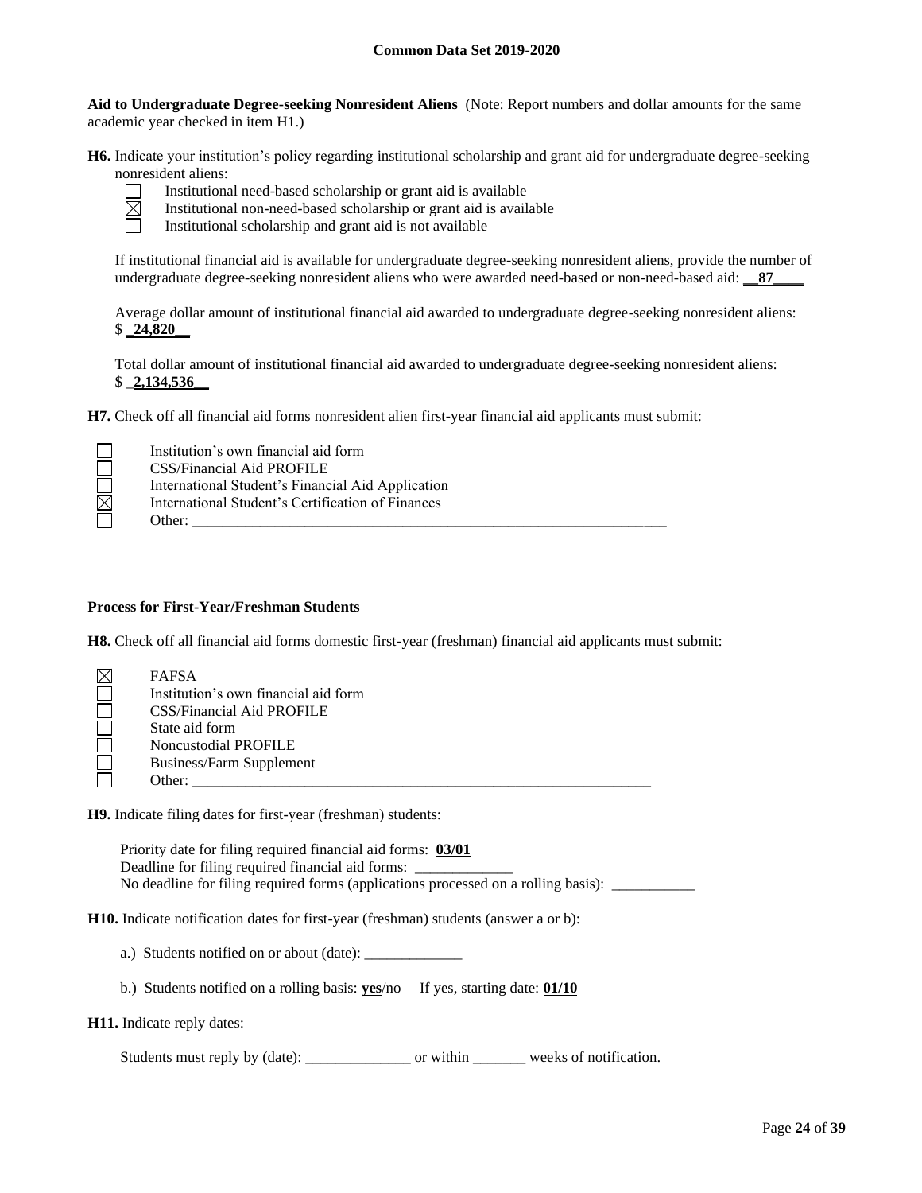**Aid to Undergraduate Degree-seeking Nonresident Aliens** (Note: Report numbers and dollar amounts for the same academic year checked in item H1.)

**H6.** Indicate your institution's policy regarding institutional scholarship and grant aid for undergraduate degree-seeking nonresident aliens:

- ☐ Institutional need-based scholarship or grant aid is available
- ☒ Institutional non-need-based scholarship or grant aid is available
- ☐ Institutional scholarship and grant aid is not available

If institutional financial aid is available for undergraduate degree-seeking nonresident aliens, provide the number of undergraduate degree-seeking nonresident aliens who were awarded need-based or non-need-based aid: **87**

Average dollar amount of institutional financial aid awarded to undergraduate degree-seeking nonresident aliens: $ **24,820**

Total dollar amount of institutional financial aid awarded to undergraduate degree-seeking nonresident aliens: $ **2,134,536**

**H7.** Check off all financial aid forms nonresident alien first-year financial aid applicants must submit:

- ☐ Institution's own financial aid form
- ☐ CSS/Financial Aid PROFILE
- ☐ International Student's Financial Aid Application
- ☒ International Student's Certification of Finances
- ☐ Other: ______________________________

**Process for First-Year/Freshman Students**

**H8.** Check off all financial aid forms domestic first-year (freshman) financial aid applicants must submit:

- ☒ FAFSA
- ☐ Institution's own financial aid form
- ☐ CSS/Financial Aid PROFILE
- ☐ State aid form
- ☐ Noncustodial PROFILE
- ☐ Business/Farm Supplement
- ☐ Other: ______________________________

**H9.** Indicate filing dates for first-year (freshman) students:

Priority date for filing required financial aid forms: **03/01**
Deadline for filing required financial aid forms: _____________
No deadline for filing required forms (applications processed on a rolling basis): ___________

**H10.** Indicate notification dates for first-year (freshman) students (answer a or b):

a.) Students notified on or about (date): _____________

b.) Students notified on a rolling basis: **yes**/no If yes, starting date: **01/10**

**H11.** Indicate reply dates:

Students must reply by (date): ______________ or within _______ weeks of notification.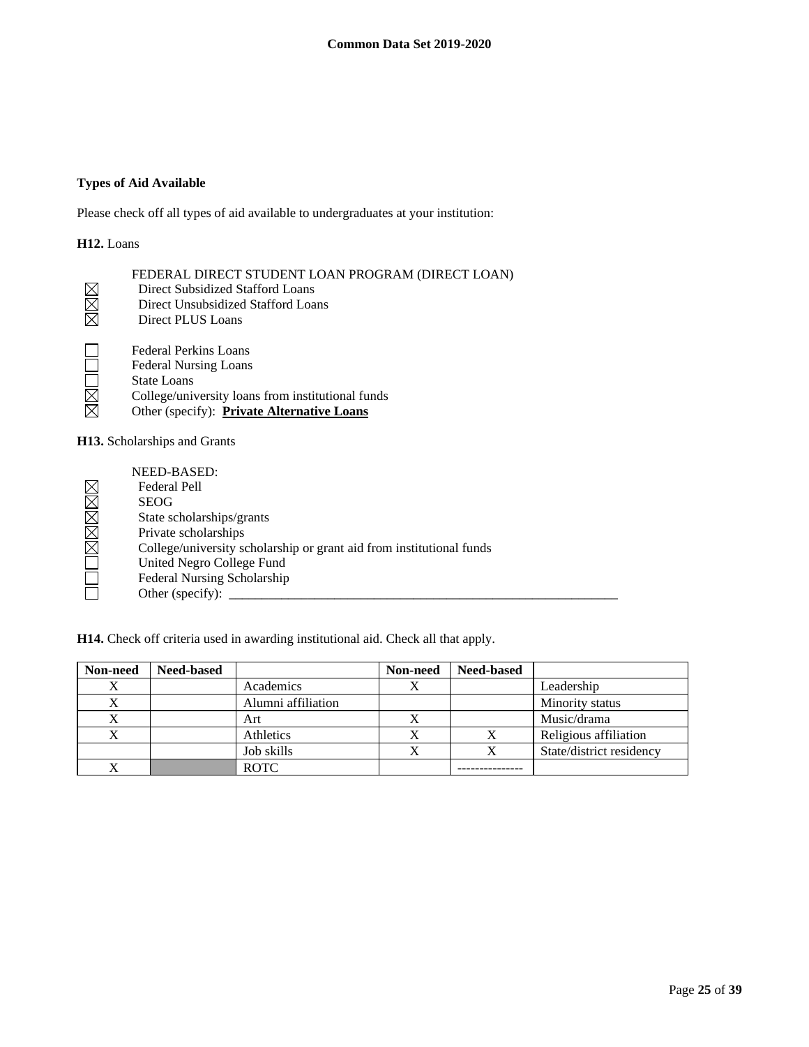**Types of Aid Available**

Please check off all types of aid available to undergraduates at your institution:

**H12.** Loans

FEDERAL DIRECT STUDENT LOAN PROGRAM (DIRECT LOAN)

- ☒ Direct Subsidized Stafford Loans
- ☒ Direct Unsubsidized Stafford Loans
- ☒ Direct PLUS Loans

- ☐ Federal Perkins Loans
- ☐ Federal Nursing Loans
- ☐ State Loans
- ☒ College/university loans from institutional funds
- ☒ Other (specify): **Private Alternative Loans**

**H13.** Scholarships and Grants

NEED-BASED:

- ☒ Federal Pell
- ☒ SEOG
- ☒ State scholarships/grants
- ☒ Private scholarships
- ☒ College/university scholarship or grant aid from institutional funds
- ☐ United Negro College Fund
- ☐ Federal Nursing Scholarship
- ☐ Other (specify): ____________________

**H14.** Check off criteria used in awarding institutional aid. Check all that apply.

| Non-need | Need-based | | Non-need | Need-based | |
|---|---|---|---|---|---|
| X | | Academics | X | | Leadership |
| X | | Alumni affiliation | | | Minority status |
| X | | Art | X | | Music/drama |
| X | | Athletics | X | X | Religious affiliation |
| | | Job skills | X | X | State/district residency |
| X | | ROTC | | --------------- | |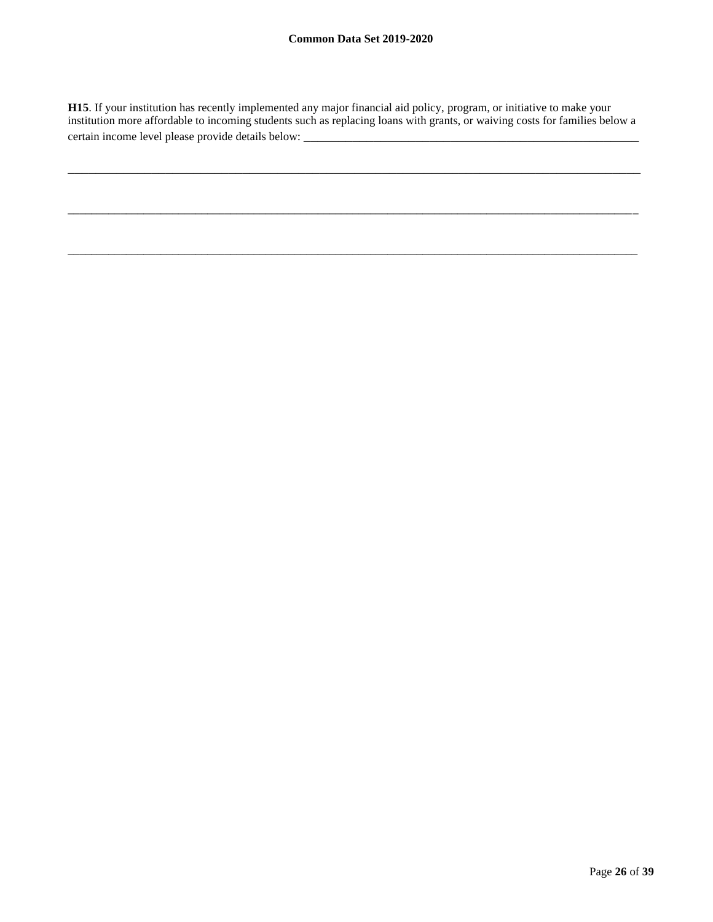**H15**. If your institution has recently implemented any major financial aid policy, program, or initiative to make your institution more affordable to incoming students such as replacing loans with grants, or waiving costs for families below a certain income level please provide details below: ___________________________________________________________

_____________________________________________________________________________________________________

_____________________________________________________________________________________________________

_____________________________________________________________________________________________________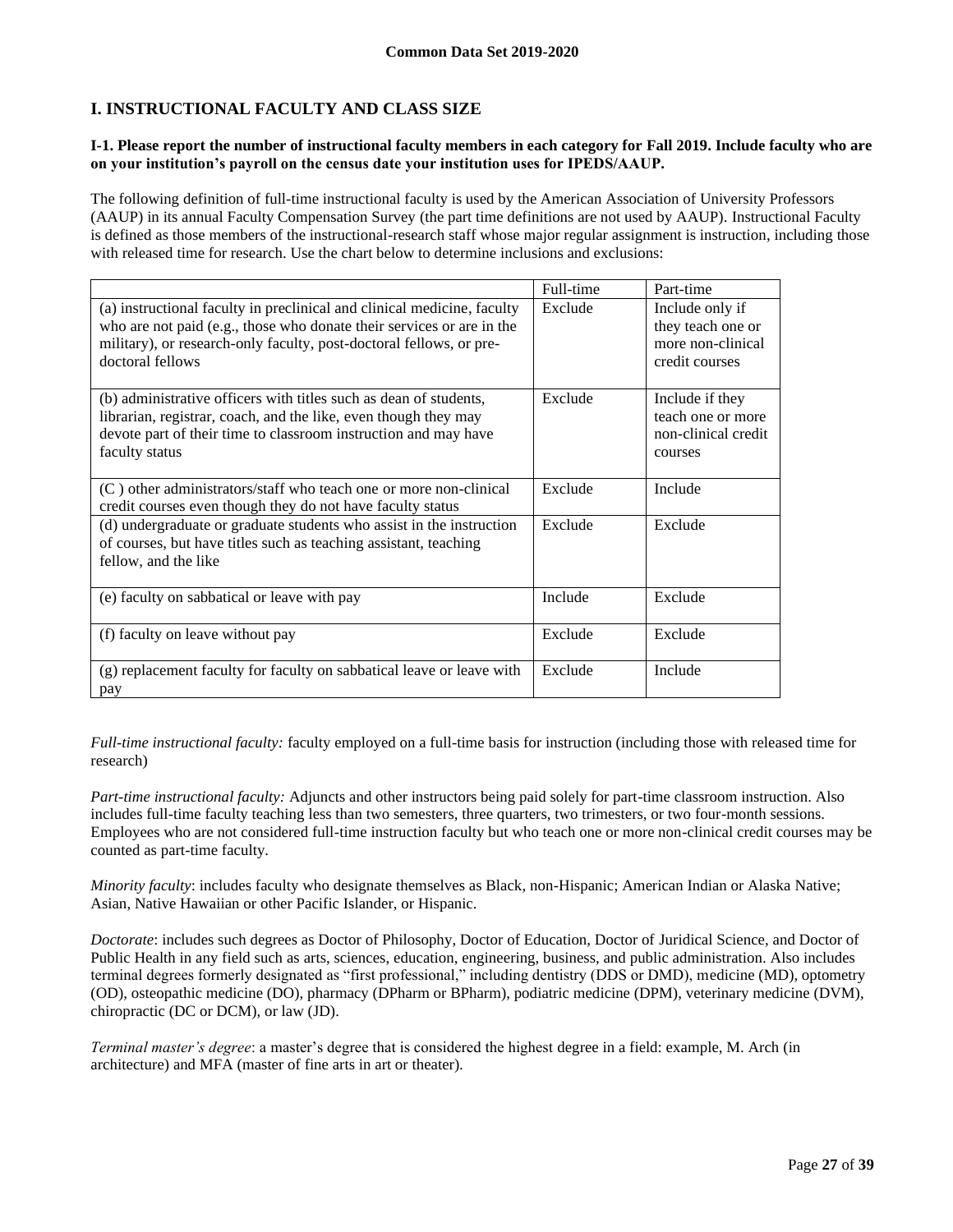## I. INSTRUCTIONAL FACULTY AND CLASS SIZE

**I-1. Please report the number of instructional faculty members in each category for Fall 2019. Include faculty who are on your institution's payroll on the census date your institution uses for IPEDS/AAUP.**

The following definition of full-time instructional faculty is used by the American Association of University Professors (AAUP) in its annual Faculty Compensation Survey (the part time definitions are not used by AAUP). Instructional Faculty is defined as those members of the instructional-research staff whose major regular assignment is instruction, including those with released time for research. Use the chart below to determine inclusions and exclusions:

| | Full-time | Part-time |
|---|---|---|
| (a) instructional faculty in preclinical and clinical medicine, faculty who are not paid (e.g., those who donate their services or are in the military), or research-only faculty, post-doctoral fellows, or pre-doctoral fellows | Exclude | Include only if they teach one or more non-clinical credit courses |
| (b) administrative officers with titles such as dean of students, librarian, registrar, coach, and the like, even though they may devote part of their time to classroom instruction and may have faculty status | Exclude | Include if they teach one or more non-clinical credit courses |
| (C ) other administrators/staff who teach one or more non-clinical credit courses even though they do not have faculty status | Exclude | Include |
| (d) undergraduate or graduate students who assist in the instruction of courses, but have titles such as teaching assistant, teaching fellow, and the like | Exclude | Exclude |
| (e) faculty on sabbatical or leave with pay | Include | Exclude |
| (f) faculty on leave without pay | Exclude | Exclude |
| (g) replacement faculty for faculty on sabbatical leave or leave with pay | Exclude | Include |

*Full-time instructional faculty:* faculty employed on a full-time basis for instruction (including those with released time for research)

*Part-time instructional faculty:* Adjuncts and other instructors being paid solely for part-time classroom instruction. Also includes full-time faculty teaching less than two semesters, three quarters, two trimesters, or two four-month sessions. Employees who are not considered full-time instruction faculty but who teach one or more non-clinical credit courses may be counted as part-time faculty.

*Minority faculty*: includes faculty who designate themselves as Black, non-Hispanic; American Indian or Alaska Native; Asian, Native Hawaiian or other Pacific Islander, or Hispanic.

*Doctorate*: includes such degrees as Doctor of Philosophy, Doctor of Education, Doctor of Juridical Science, and Doctor of Public Health in any field such as arts, sciences, education, engineering, business, and public administration. Also includes terminal degrees formerly designated as "first professional," including dentistry (DDS or DMD), medicine (MD), optometry (OD), osteopathic medicine (DO), pharmacy (DPharm or BPharm), podiatric medicine (DPM), veterinary medicine (DVM), chiropractic (DC or DCM), or law (JD).

*Terminal master's degree*: a master's degree that is considered the highest degree in a field: example, M. Arch (in architecture) and MFA (master of fine arts in art or theater).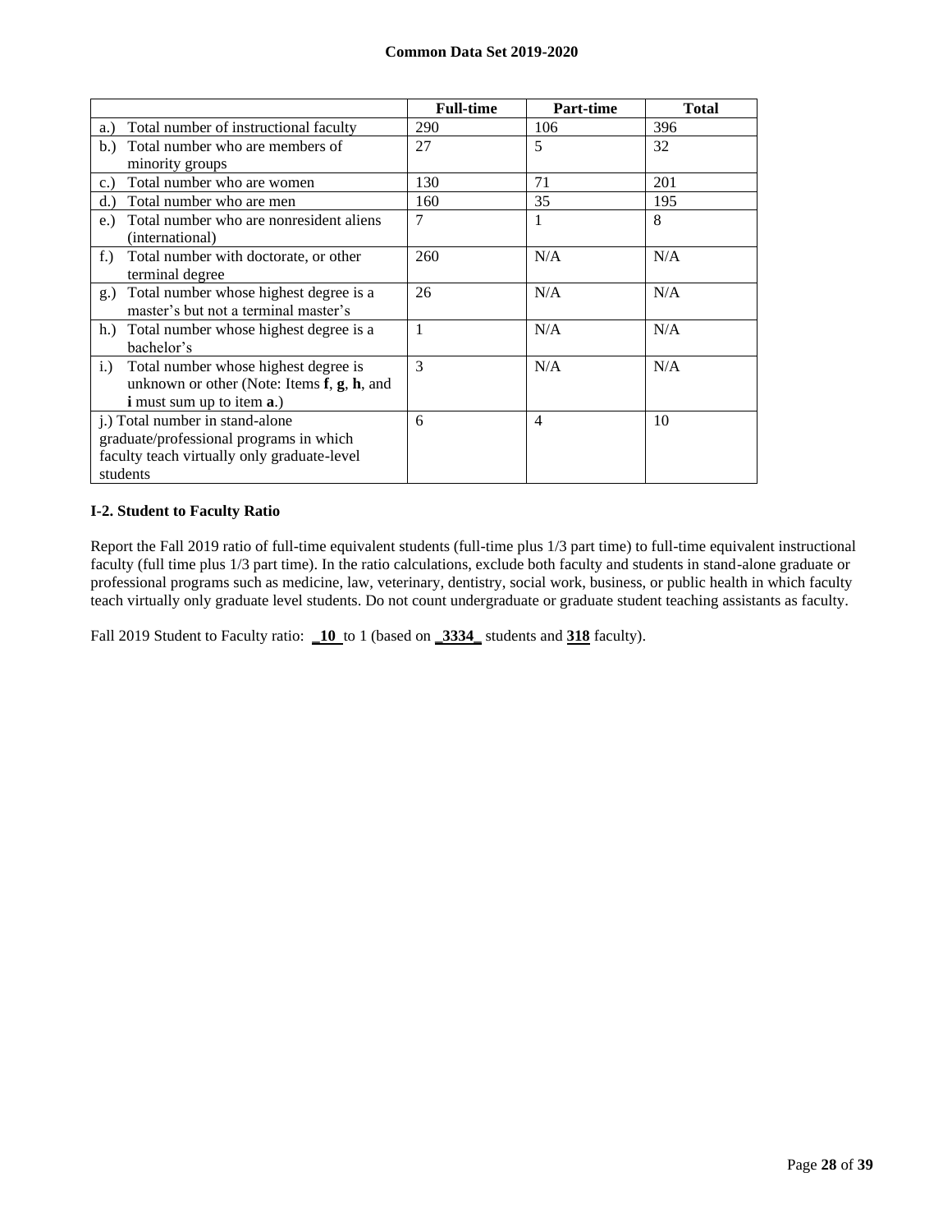| | Full-time | Part-time | Total |
|---|---|---|---|
| a.) Total number of instructional faculty | 290 | 106 | 396 |
| b.) Total number who are members of minority groups | 27 | 5 | 32 |
| c.) Total number who are women | 130 | 71 | 201 |
| d.) Total number who are men | 160 | 35 | 195 |
| e.) Total number who are nonresident aliens (international) | 7 | 1 | 8 |
| f.) Total number with doctorate, or other terminal degree | 260 | N/A | N/A |
| g.) Total number whose highest degree is a master's but not a terminal master's | 26 | N/A | N/A |
| h.) Total number whose highest degree is a bachelor's | 1 | N/A | N/A |
| i.) Total number whose highest degree is unknown or other (Note: Items **f**, **g**, **h**, and **i** must sum up to item **a**.) | 3 | N/A | N/A |
| j.) Total number in stand-alone graduate/professional programs in which faculty teach virtually only graduate-level students | 6 | 4 | 10 |

### I-2. Student to Faculty Ratio

Report the Fall 2019 ratio of full-time equivalent students (full-time plus 1/3 part time) to full-time equivalent instructional faculty (full time plus 1/3 part time). In the ratio calculations, exclude both faculty and students in stand-alone graduate or professional programs such as medicine, law, veterinary, dentistry, social work, business, or public health in which faculty teach virtually only graduate level students. Do not count undergraduate or graduate student teaching assistants as faculty.

Fall 2019 Student to Faculty ratio: **10** to 1 (based on **3334** students and **318** faculty).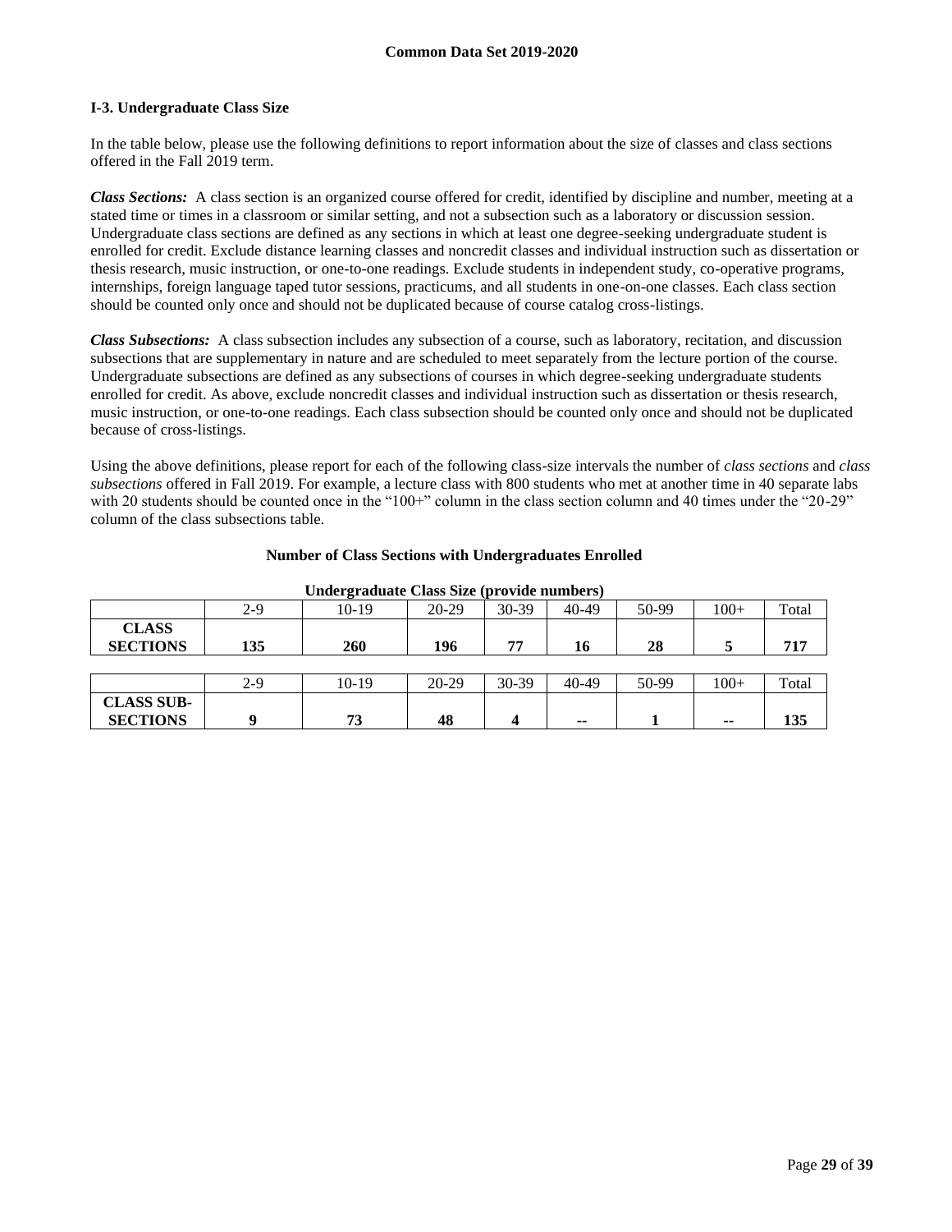### I-3. Undergraduate Class Size

In the table below, please use the following definitions to report information about the size of classes and class sections offered in the Fall 2019 term.

***Class Sections:*** A class section is an organized course offered for credit, identified by discipline and number, meeting at a stated time or times in a classroom or similar setting, and not a subsection such as a laboratory or discussion session. Undergraduate class sections are defined as any sections in which at least one degree-seeking undergraduate student is enrolled for credit. Exclude distance learning classes and noncredit classes and individual instruction such as dissertation or thesis research, music instruction, or one-to-one readings. Exclude students in independent study, co-operative programs, internships, foreign language taped tutor sessions, practicums, and all students in one-on-one classes. Each class section should be counted only once and should not be duplicated because of course catalog cross-listings.

***Class Subsections:*** A class subsection includes any subsection of a course, such as laboratory, recitation, and discussion subsections that are supplementary in nature and are scheduled to meet separately from the lecture portion of the course. Undergraduate subsections are defined as any subsections of courses in which degree-seeking undergraduate students enrolled for credit. As above, exclude noncredit classes and individual instruction such as dissertation or thesis research, music instruction, or one-to-one readings. Each class subsection should be counted only once and should not be duplicated because of cross-listings.

Using the above definitions, please report for each of the following class-size intervals the number of *class sections* and *class subsections* offered in Fall 2019. For example, a lecture class with 800 students who met at another time in 40 separate labs with 20 students should be counted once in the "100+" column in the class section column and 40 times under the "20-29" column of the class subsections table.

**Number of Class Sections with Undergraduates Enrolled**

**Undergraduate Class Size (provide numbers)**

| | 2-9 | 10-19 | 20-29 | 30-39 | 40-49 | 50-99 | 100+ | Total |
|---|---|---|---|---|---|---|---|---|
| **CLASS SECTIONS** | **135** | **260** | **196** | **77** | **16** | **28** | **5** | **717** |

| | 2-9 | 10-19 | 20-29 | 30-39 | 40-49 | 50-99 | 100+ | Total |
|---|---|---|---|---|---|---|---|---|
| **CLASS SUB-SECTIONS** | **9** | **73** | **48** | **4** | **--** | **1** | **--** | **135** |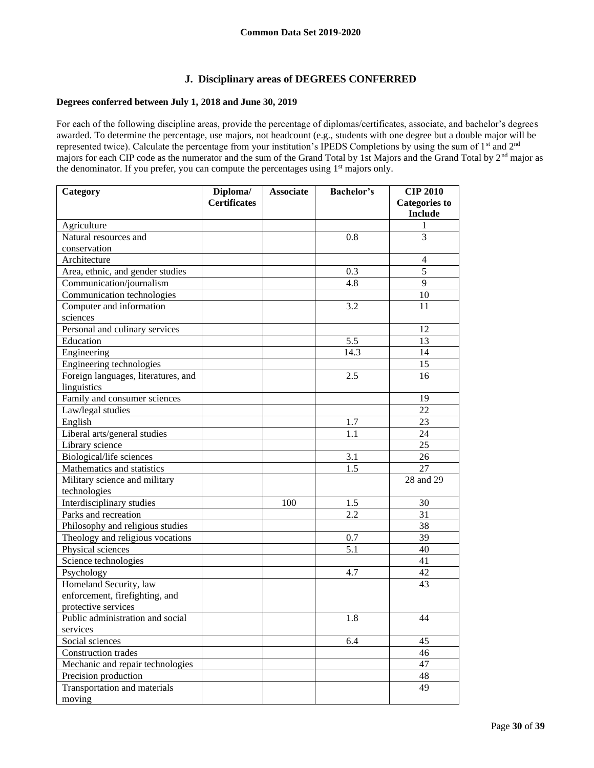## J. Disciplinary areas of DEGREES CONFERRED

**Degrees conferred between July 1, 2018 and June 30, 2019**

For each of the following discipline areas, provide the percentage of diplomas/certificates, associate, and bachelor's degrees awarded. To determine the percentage, use majors, not headcount (e.g., students with one degree but a double major will be represented twice). Calculate the percentage from your institution's IPEDS Completions by using the sum of 1st and 2nd majors for each CIP code as the numerator and the sum of the Grand Total by 1st Majors and the Grand Total by 2nd major as the denominator. If you prefer, you can compute the percentages using 1st majors only.

| Category | Diploma/ Certificates | Associate | Bachelor's | CIP 2010 Categories to Include |
|---|---|---|---|---|
| Agriculture | | | | 1 |
| Natural resources and conservation | | | 0.8 | 3 |
| Architecture | | | | 4 |
| Area, ethnic, and gender studies | | | 0.3 | 5 |
| Communication/journalism | | | 4.8 | 9 |
| Communication technologies | | | | 10 |
| Computer and information sciences | | | 3.2 | 11 |
| Personal and culinary services | | | | 12 |
| Education | | | 5.5 | 13 |
| Engineering | | | 14.3 | 14 |
| Engineering technologies | | | | 15 |
| Foreign languages, literatures, and linguistics | | | 2.5 | 16 |
| Family and consumer sciences | | | | 19 |
| Law/legal studies | | | | 22 |
| English | | | 1.7 | 23 |
| Liberal arts/general studies | | | 1.1 | 24 |
| Library science | | | | 25 |
| Biological/life sciences | | | 3.1 | 26 |
| Mathematics and statistics | | | 1.5 | 27 |
| Military science and military technologies | | | | 28 and 29 |
| Interdisciplinary studies | | 100 | 1.5 | 30 |
| Parks and recreation | | | 2.2 | 31 |
| Philosophy and religious studies | | | | 38 |
| Theology and religious vocations | | | 0.7 | 39 |
| Physical sciences | | | 5.1 | 40 |
| Science technologies | | | | 41 |
| Psychology | | | 4.7 | 42 |
| Homeland Security, law enforcement, firefighting, and protective services | | | | 43 |
| Public administration and social services | | | 1.8 | 44 |
| Social sciences | | | 6.4 | 45 |
| Construction trades | | | | 46 |
| Mechanic and repair technologies | | | | 47 |
| Precision production | | | | 48 |
| Transportation and materials moving | | | | 49 |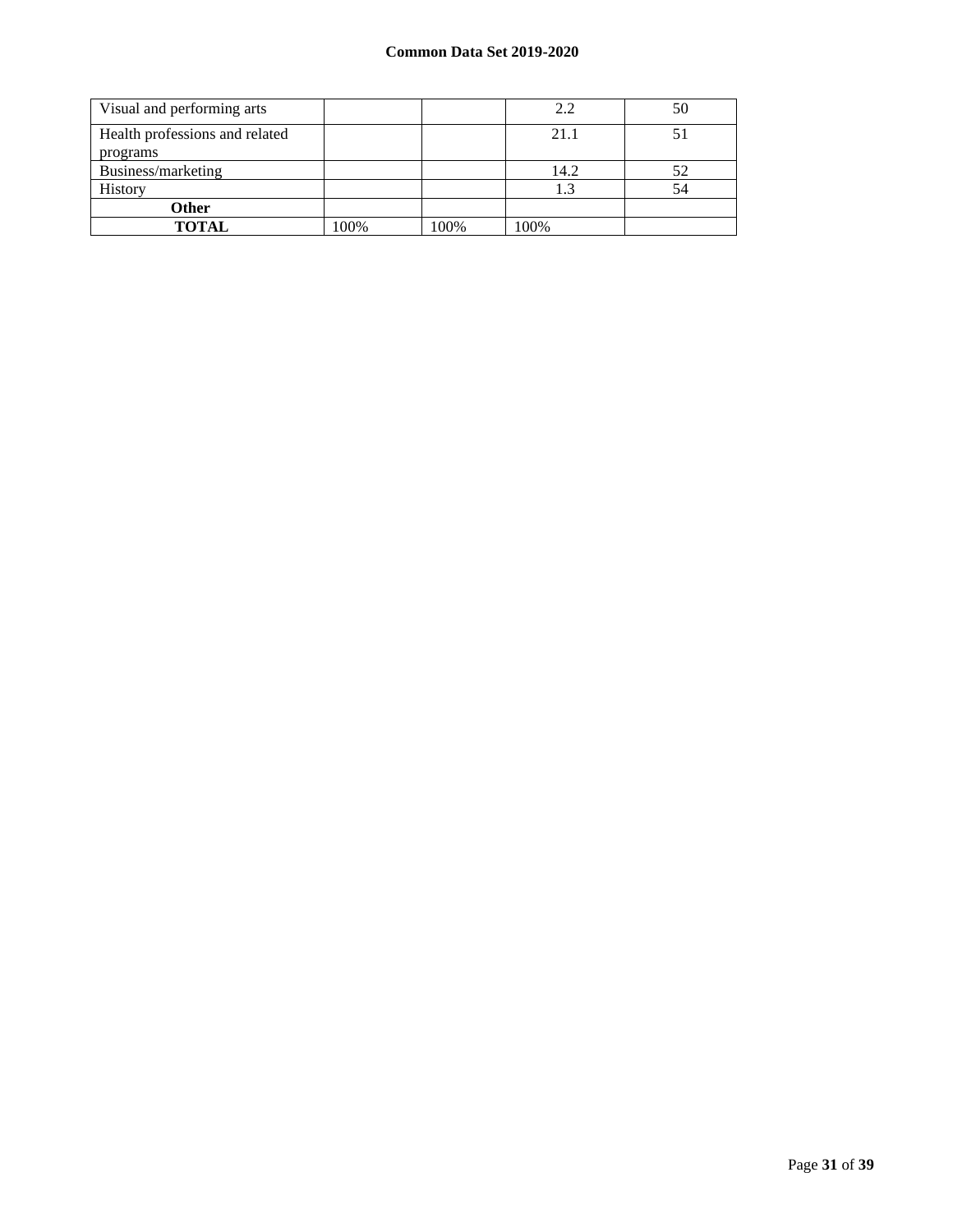| | | | | |
|---|---|---|---|---|
| Visual and performing arts | | | 2.2 | 50 |
| Health professions and related programs | | | 21.1 | 51 |
| Business/marketing | | | 14.2 | 52 |
| History | | | 1.3 | 54 |
| **Other** | | | | |
| **TOTAL** | 100% | 100% | 100% | |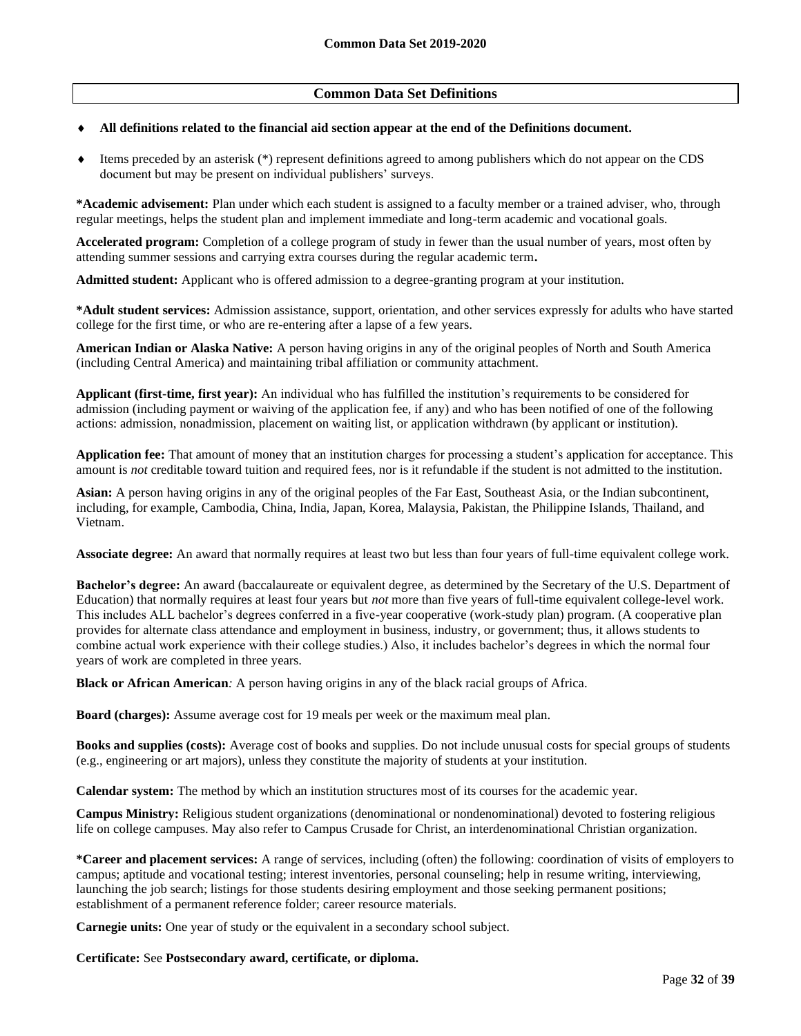## Common Data Set Definitions

- **All definitions related to the financial aid section appear at the end of the Definitions document.**
- Items preceded by an asterisk (*) represent definitions agreed to among publishers which do not appear on the CDS document but may be present on individual publishers' surveys.

**\*Academic advisement:** Plan under which each student is assigned to a faculty member or a trained adviser, who, through regular meetings, helps the student plan and implement immediate and long-term academic and vocational goals.

**Accelerated program:** Completion of a college program of study in fewer than the usual number of years, most often by attending summer sessions and carrying extra courses during the regular academic term**.**

**Admitted student:** Applicant who is offered admission to a degree-granting program at your institution.

**\*Adult student services:** Admission assistance, support, orientation, and other services expressly for adults who have started college for the first time, or who are re-entering after a lapse of a few years.

**American Indian or Alaska Native:** A person having origins in any of the original peoples of North and South America (including Central America) and maintaining tribal affiliation or community attachment.

**Applicant (first-time, first year):** An individual who has fulfilled the institution's requirements to be considered for admission (including payment or waiving of the application fee, if any) and who has been notified of one of the following actions: admission, nonadmission, placement on waiting list, or application withdrawn (by applicant or institution).

**Application fee:** That amount of money that an institution charges for processing a student's application for acceptance. This amount is *not* creditable toward tuition and required fees, nor is it refundable if the student is not admitted to the institution.

**Asian:** A person having origins in any of the original peoples of the Far East, Southeast Asia, or the Indian subcontinent, including, for example, Cambodia, China, India, Japan, Korea, Malaysia, Pakistan, the Philippine Islands, Thailand, and Vietnam.

**Associate degree:** An award that normally requires at least two but less than four years of full-time equivalent college work.

**Bachelor's degree:** An award (baccalaureate or equivalent degree, as determined by the Secretary of the U.S. Department of Education) that normally requires at least four years but *not* more than five years of full-time equivalent college-level work. This includes ALL bachelor's degrees conferred in a five-year cooperative (work-study plan) program. (A cooperative plan provides for alternate class attendance and employment in business, industry, or government; thus, it allows students to combine actual work experience with their college studies.) Also, it includes bachelor's degrees in which the normal four years of work are completed in three years.

**Black or African American***:* A person having origins in any of the black racial groups of Africa.

**Board (charges):** Assume average cost for 19 meals per week or the maximum meal plan.

**Books and supplies (costs):** Average cost of books and supplies. Do not include unusual costs for special groups of students (e.g., engineering or art majors), unless they constitute the majority of students at your institution.

**Calendar system:** The method by which an institution structures most of its courses for the academic year.

**Campus Ministry:** Religious student organizations (denominational or nondenominational) devoted to fostering religious life on college campuses. May also refer to Campus Crusade for Christ, an interdenominational Christian organization.

**\*Career and placement services:** A range of services, including (often) the following: coordination of visits of employers to campus; aptitude and vocational testing; interest inventories, personal counseling; help in resume writing, interviewing, launching the job search; listings for those students desiring employment and those seeking permanent positions; establishment of a permanent reference folder; career resource materials.

**Carnegie units:** One year of study or the equivalent in a secondary school subject.

**Certificate:** See **Postsecondary award, certificate, or diploma.**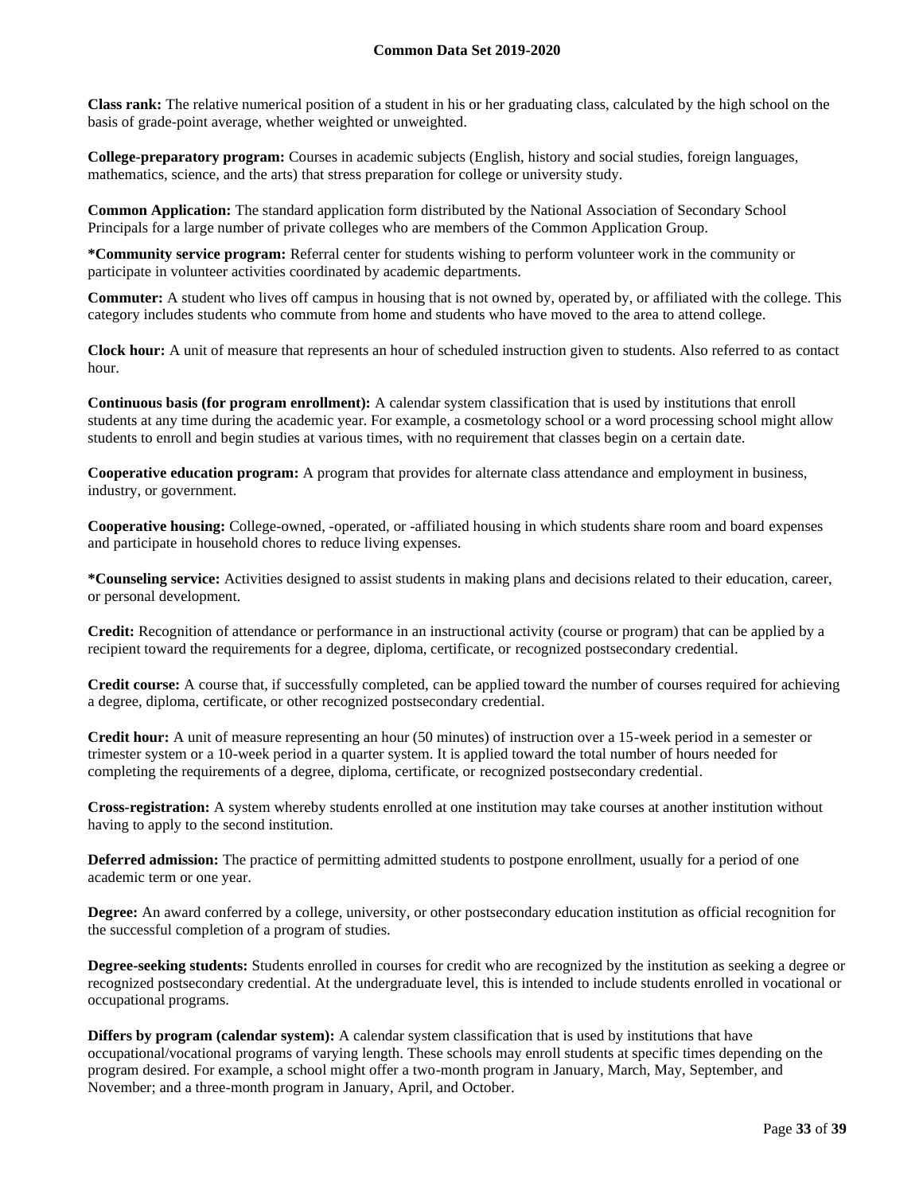**Class rank:** The relative numerical position of a student in his or her graduating class, calculated by the high school on the basis of grade-point average, whether weighted or unweighted.

**College-preparatory program:** Courses in academic subjects (English, history and social studies, foreign languages, mathematics, science, and the arts) that stress preparation for college or university study.

**Common Application:** The standard application form distributed by the National Association of Secondary School Principals for a large number of private colleges who are members of the Common Application Group.

**\*Community service program:** Referral center for students wishing to perform volunteer work in the community or participate in volunteer activities coordinated by academic departments.

**Commuter:** A student who lives off campus in housing that is not owned by, operated by, or affiliated with the college. This category includes students who commute from home and students who have moved to the area to attend college.

**Clock hour:** A unit of measure that represents an hour of scheduled instruction given to students. Also referred to as contact hour.

**Continuous basis (for program enrollment):** A calendar system classification that is used by institutions that enroll students at any time during the academic year. For example, a cosmetology school or a word processing school might allow students to enroll and begin studies at various times, with no requirement that classes begin on a certain date.

**Cooperative education program:** A program that provides for alternate class attendance and employment in business, industry, or government.

**Cooperative housing:** College-owned, -operated, or -affiliated housing in which students share room and board expenses and participate in household chores to reduce living expenses.

**\*Counseling service:** Activities designed to assist students in making plans and decisions related to their education, career, or personal development.

**Credit:** Recognition of attendance or performance in an instructional activity (course or program) that can be applied by a recipient toward the requirements for a degree, diploma, certificate, or recognized postsecondary credential.

**Credit course:** A course that, if successfully completed, can be applied toward the number of courses required for achieving a degree, diploma, certificate, or other recognized postsecondary credential.

**Credit hour:** A unit of measure representing an hour (50 minutes) of instruction over a 15-week period in a semester or trimester system or a 10-week period in a quarter system. It is applied toward the total number of hours needed for completing the requirements of a degree, diploma, certificate, or recognized postsecondary credential.

**Cross-registration:** A system whereby students enrolled at one institution may take courses at another institution without having to apply to the second institution.

**Deferred admission:** The practice of permitting admitted students to postpone enrollment, usually for a period of one academic term or one year.

**Degree:** An award conferred by a college, university, or other postsecondary education institution as official recognition for the successful completion of a program of studies.

**Degree-seeking students:** Students enrolled in courses for credit who are recognized by the institution as seeking a degree or recognized postsecondary credential. At the undergraduate level, this is intended to include students enrolled in vocational or occupational programs.

**Differs by program (calendar system):** A calendar system classification that is used by institutions that have occupational/vocational programs of varying length. These schools may enroll students at specific times depending on the program desired. For example, a school might offer a two-month program in January, March, May, September, and November; and a three-month program in January, April, and October.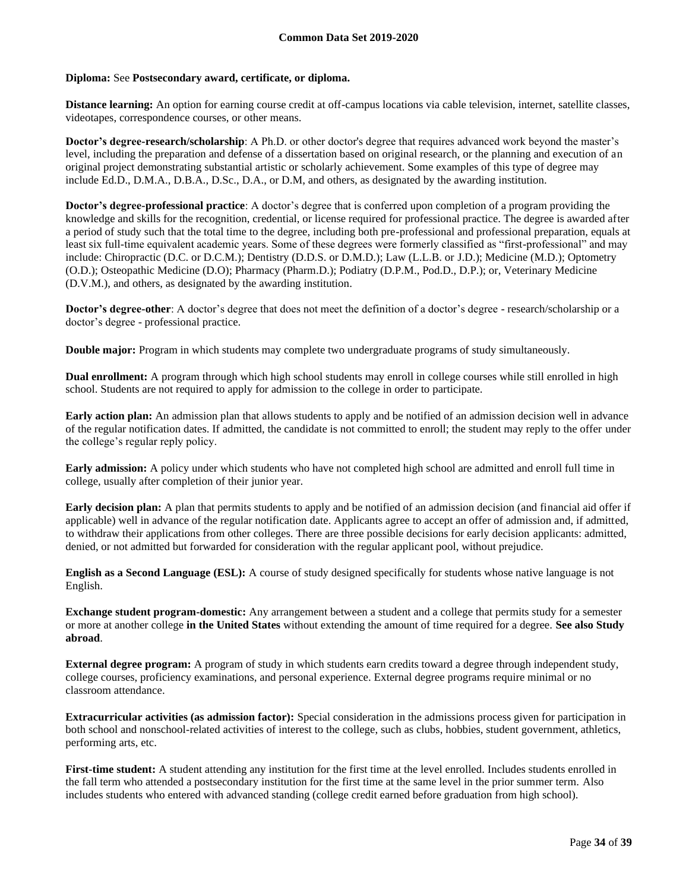**Diploma:** See **Postsecondary award, certificate, or diploma.**

**Distance learning:** An option for earning course credit at off-campus locations via cable television, internet, satellite classes, videotapes, correspondence courses, or other means.

**Doctor's degree-research/scholarship**: A Ph.D. or other doctor's degree that requires advanced work beyond the master's level, including the preparation and defense of a dissertation based on original research, or the planning and execution of an original project demonstrating substantial artistic or scholarly achievement. Some examples of this type of degree may include Ed.D., D.M.A., D.B.A., D.Sc., D.A., or D.M, and others, as designated by the awarding institution.

**Doctor's degree-professional practice**: A doctor's degree that is conferred upon completion of a program providing the knowledge and skills for the recognition, credential, or license required for professional practice. The degree is awarded after a period of study such that the total time to the degree, including both pre-professional and professional preparation, equals at least six full-time equivalent academic years. Some of these degrees were formerly classified as "first-professional" and may include: Chiropractic (D.C. or D.C.M.); Dentistry (D.D.S. or D.M.D.); Law (L.L.B. or J.D.); Medicine (M.D.); Optometry (O.D.); Osteopathic Medicine (D.O); Pharmacy (Pharm.D.); Podiatry (D.P.M., Pod.D., D.P.); or, Veterinary Medicine (D.V.M.), and others, as designated by the awarding institution.

**Doctor's degree-other**: A doctor's degree that does not meet the definition of a doctor's degree - research/scholarship or a doctor's degree - professional practice.

**Double major:** Program in which students may complete two undergraduate programs of study simultaneously.

**Dual enrollment:** A program through which high school students may enroll in college courses while still enrolled in high school. Students are not required to apply for admission to the college in order to participate.

**Early action plan:** An admission plan that allows students to apply and be notified of an admission decision well in advance of the regular notification dates. If admitted, the candidate is not committed to enroll; the student may reply to the offer under the college's regular reply policy.

**Early admission:** A policy under which students who have not completed high school are admitted and enroll full time in college, usually after completion of their junior year.

**Early decision plan:** A plan that permits students to apply and be notified of an admission decision (and financial aid offer if applicable) well in advance of the regular notification date. Applicants agree to accept an offer of admission and, if admitted, to withdraw their applications from other colleges. There are three possible decisions for early decision applicants: admitted, denied, or not admitted but forwarded for consideration with the regular applicant pool, without prejudice.

**English as a Second Language (ESL):** A course of study designed specifically for students whose native language is not English.

**Exchange student program-domestic:** Any arrangement between a student and a college that permits study for a semester or more at another college **in the United States** without extending the amount of time required for a degree. **See also Study abroad**.

**External degree program:** A program of study in which students earn credits toward a degree through independent study, college courses, proficiency examinations, and personal experience. External degree programs require minimal or no classroom attendance.

**Extracurricular activities (as admission factor):** Special consideration in the admissions process given for participation in both school and nonschool-related activities of interest to the college, such as clubs, hobbies, student government, athletics, performing arts, etc.

**First-time student:** A student attending any institution for the first time at the level enrolled. Includes students enrolled in the fall term who attended a postsecondary institution for the first time at the same level in the prior summer term. Also includes students who entered with advanced standing (college credit earned before graduation from high school).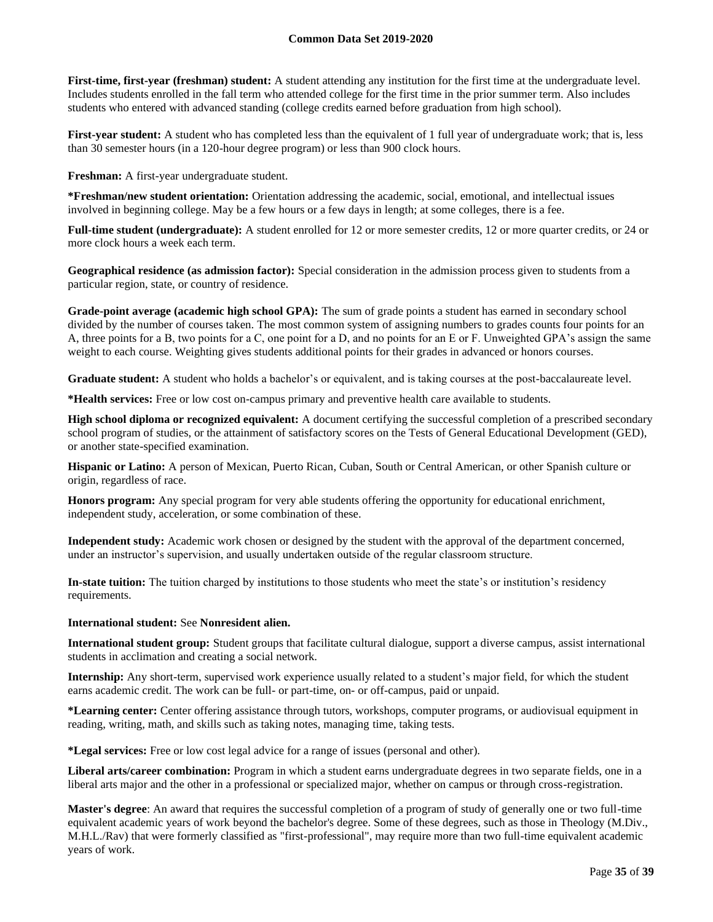**First-time, first-year (freshman) student:** A student attending any institution for the first time at the undergraduate level. Includes students enrolled in the fall term who attended college for the first time in the prior summer term. Also includes students who entered with advanced standing (college credits earned before graduation from high school).

**First-year student:** A student who has completed less than the equivalent of 1 full year of undergraduate work; that is, less than 30 semester hours (in a 120-hour degree program) or less than 900 clock hours.

**Freshman:** A first-year undergraduate student.

**\*Freshman/new student orientation:** Orientation addressing the academic, social, emotional, and intellectual issues involved in beginning college. May be a few hours or a few days in length; at some colleges, there is a fee.

**Full-time student (undergraduate):** A student enrolled for 12 or more semester credits, 12 or more quarter credits, or 24 or more clock hours a week each term.

**Geographical residence (as admission factor):** Special consideration in the admission process given to students from a particular region, state, or country of residence.

**Grade-point average (academic high school GPA):** The sum of grade points a student has earned in secondary school divided by the number of courses taken. The most common system of assigning numbers to grades counts four points for an A, three points for a B, two points for a C, one point for a D, and no points for an E or F. Unweighted GPA's assign the same weight to each course. Weighting gives students additional points for their grades in advanced or honors courses.

**Graduate student:** A student who holds a bachelor's or equivalent, and is taking courses at the post-baccalaureate level.

**\*Health services:** Free or low cost on-campus primary and preventive health care available to students.

**High school diploma or recognized equivalent:** A document certifying the successful completion of a prescribed secondary school program of studies, or the attainment of satisfactory scores on the Tests of General Educational Development (GED), or another state-specified examination.

**Hispanic or Latino:** A person of Mexican, Puerto Rican, Cuban, South or Central American, or other Spanish culture or origin, regardless of race.

**Honors program:** Any special program for very able students offering the opportunity for educational enrichment, independent study, acceleration, or some combination of these.

**Independent study:** Academic work chosen or designed by the student with the approval of the department concerned, under an instructor's supervision, and usually undertaken outside of the regular classroom structure.

**In-state tuition:** The tuition charged by institutions to those students who meet the state's or institution's residency requirements.

**International student:** See **Nonresident alien.**

**International student group:** Student groups that facilitate cultural dialogue, support a diverse campus, assist international students in acclimation and creating a social network.

**Internship:** Any short-term, supervised work experience usually related to a student's major field, for which the student earns academic credit. The work can be full- or part-time, on- or off-campus, paid or unpaid.

**\*Learning center:** Center offering assistance through tutors, workshops, computer programs, or audiovisual equipment in reading, writing, math, and skills such as taking notes, managing time, taking tests.

**\*Legal services:** Free or low cost legal advice for a range of issues (personal and other).

**Liberal arts/career combination:** Program in which a student earns undergraduate degrees in two separate fields, one in a liberal arts major and the other in a professional or specialized major, whether on campus or through cross-registration.

**Master's degree**: An award that requires the successful completion of a program of study of generally one or two full-time equivalent academic years of work beyond the bachelor's degree. Some of these degrees, such as those in Theology (M.Div., M.H.L./Rav) that were formerly classified as "first-professional", may require more than two full-time equivalent academic years of work.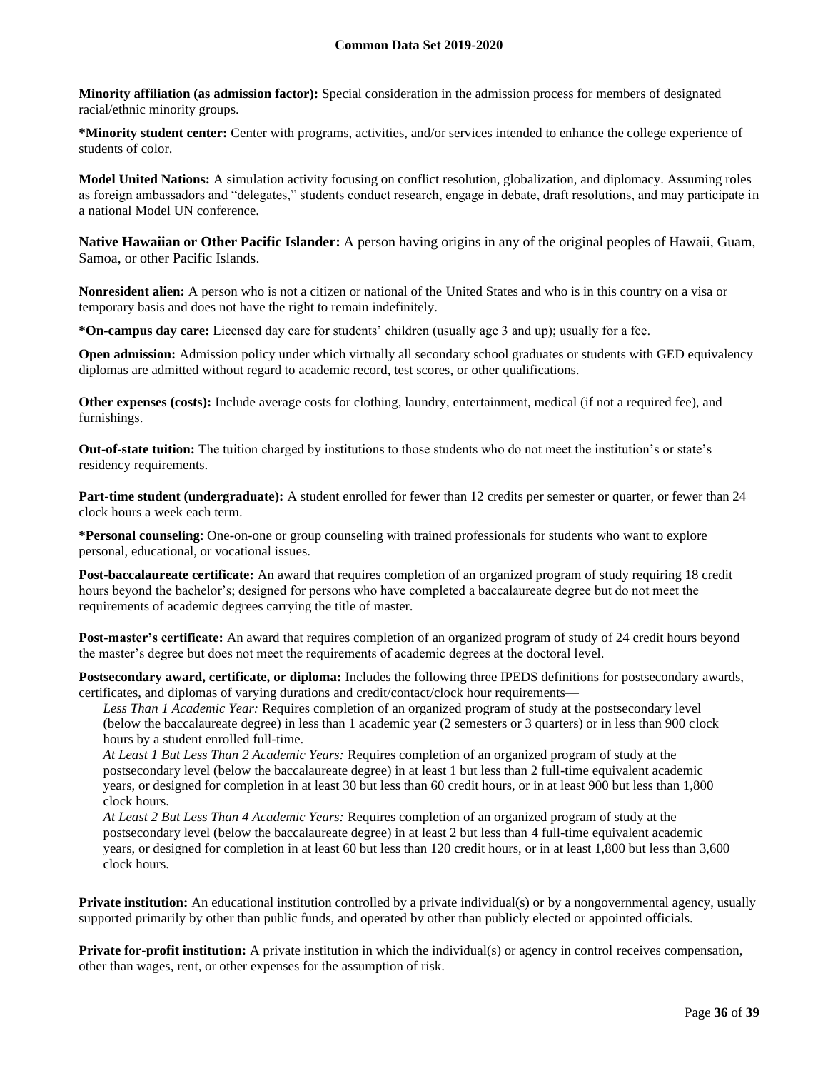**Minority affiliation (as admission factor):** Special consideration in the admission process for members of designated racial/ethnic minority groups.

***Minority student center:** Center with programs, activities, and/or services intended to enhance the college experience of students of color.

**Model United Nations:** A simulation activity focusing on conflict resolution, globalization, and diplomacy. Assuming roles as foreign ambassadors and "delegates," students conduct research, engage in debate, draft resolutions, and may participate in a national Model UN conference.

**Native Hawaiian or Other Pacific Islander:** A person having origins in any of the original peoples of Hawaii, Guam, Samoa, or other Pacific Islands.

**Nonresident alien:** A person who is not a citizen or national of the United States and who is in this country on a visa or temporary basis and does not have the right to remain indefinitely.

***On-campus day care:** Licensed day care for students' children (usually age 3 and up); usually for a fee.

**Open admission:** Admission policy under which virtually all secondary school graduates or students with GED equivalency diplomas are admitted without regard to academic record, test scores, or other qualifications.

**Other expenses (costs):** Include average costs for clothing, laundry, entertainment, medical (if not a required fee), and furnishings.

**Out-of-state tuition:** The tuition charged by institutions to those students who do not meet the institution's or state's residency requirements.

**Part-time student (undergraduate):** A student enrolled for fewer than 12 credits per semester or quarter, or fewer than 24 clock hours a week each term.

***Personal counseling**: One-on-one or group counseling with trained professionals for students who want to explore personal, educational, or vocational issues.

**Post-baccalaureate certificate:** An award that requires completion of an organized program of study requiring 18 credit hours beyond the bachelor's; designed for persons who have completed a baccalaureate degree but do not meet the requirements of academic degrees carrying the title of master.

**Post-master's certificate:** An award that requires completion of an organized program of study of 24 credit hours beyond the master's degree but does not meet the requirements of academic degrees at the doctoral level.

**Postsecondary award, certificate, or diploma:** Includes the following three IPEDS definitions for postsecondary awards, certificates, and diplomas of varying durations and credit/contact/clock hour requirements—

*Less Than 1 Academic Year:* Requires completion of an organized program of study at the postsecondary level (below the baccalaureate degree) in less than 1 academic year (2 semesters or 3 quarters) or in less than 900 clock hours by a student enrolled full-time.

*At Least 1 But Less Than 2 Academic Years:* Requires completion of an organized program of study at the postsecondary level (below the baccalaureate degree) in at least 1 but less than 2 full-time equivalent academic years, or designed for completion in at least 30 but less than 60 credit hours, or in at least 900 but less than 1,800 clock hours.

*At Least 2 But Less Than 4 Academic Years:* Requires completion of an organized program of study at the postsecondary level (below the baccalaureate degree) in at least 2 but less than 4 full-time equivalent academic years, or designed for completion in at least 60 but less than 120 credit hours, or in at least 1,800 but less than 3,600 clock hours.

**Private institution:** An educational institution controlled by a private individual(s) or by a nongovernmental agency, usually supported primarily by other than public funds, and operated by other than publicly elected or appointed officials.

**Private for-profit institution:** A private institution in which the individual(s) or agency in control receives compensation, other than wages, rent, or other expenses for the assumption of risk.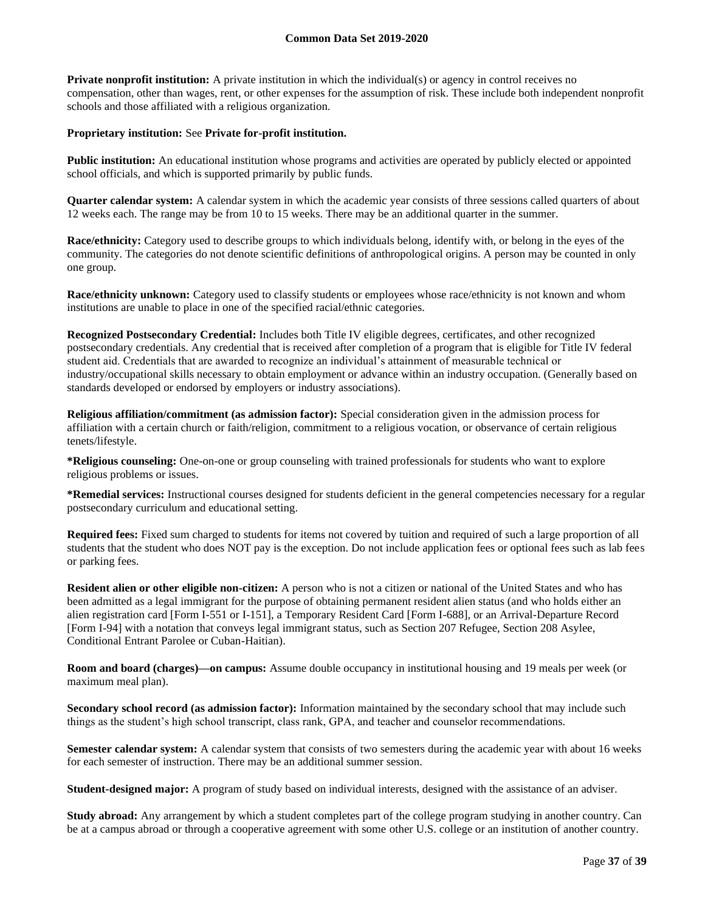**Private nonprofit institution:** A private institution in which the individual(s) or agency in control receives no compensation, other than wages, rent, or other expenses for the assumption of risk. These include both independent nonprofit schools and those affiliated with a religious organization.

**Proprietary institution:** See **Private for-profit institution.**

**Public institution:** An educational institution whose programs and activities are operated by publicly elected or appointed school officials, and which is supported primarily by public funds.

**Quarter calendar system:** A calendar system in which the academic year consists of three sessions called quarters of about 12 weeks each. The range may be from 10 to 15 weeks. There may be an additional quarter in the summer.

**Race/ethnicity:** Category used to describe groups to which individuals belong, identify with, or belong in the eyes of the community. The categories do not denote scientific definitions of anthropological origins. A person may be counted in only one group.

**Race/ethnicity unknown:** Category used to classify students or employees whose race/ethnicity is not known and whom institutions are unable to place in one of the specified racial/ethnic categories.

**Recognized Postsecondary Credential:** Includes both Title IV eligible degrees, certificates, and other recognized postsecondary credentials. Any credential that is received after completion of a program that is eligible for Title IV federal student aid. Credentials that are awarded to recognize an individual's attainment of measurable technical or industry/occupational skills necessary to obtain employment or advance within an industry occupation. (Generally based on standards developed or endorsed by employers or industry associations).

**Religious affiliation/commitment (as admission factor):** Special consideration given in the admission process for affiliation with a certain church or faith/religion, commitment to a religious vocation, or observance of certain religious tenets/lifestyle.

**\*Religious counseling:** One-on-one or group counseling with trained professionals for students who want to explore religious problems or issues.

**\*Remedial services:** Instructional courses designed for students deficient in the general competencies necessary for a regular postsecondary curriculum and educational setting.

**Required fees:** Fixed sum charged to students for items not covered by tuition and required of such a large proportion of all students that the student who does NOT pay is the exception. Do not include application fees or optional fees such as lab fees or parking fees.

**Resident alien or other eligible non-citizen:** A person who is not a citizen or national of the United States and who has been admitted as a legal immigrant for the purpose of obtaining permanent resident alien status (and who holds either an alien registration card [Form I-551 or I-151], a Temporary Resident Card [Form I-688], or an Arrival-Departure Record [Form I-94] with a notation that conveys legal immigrant status, such as Section 207 Refugee, Section 208 Asylee, Conditional Entrant Parolee or Cuban-Haitian).

**Room and board (charges)—on campus:** Assume double occupancy in institutional housing and 19 meals per week (or maximum meal plan).

**Secondary school record (as admission factor):** Information maintained by the secondary school that may include such things as the student's high school transcript, class rank, GPA, and teacher and counselor recommendations.

**Semester calendar system:** A calendar system that consists of two semesters during the academic year with about 16 weeks for each semester of instruction. There may be an additional summer session.

**Student-designed major:** A program of study based on individual interests, designed with the assistance of an adviser.

**Study abroad:** Any arrangement by which a student completes part of the college program studying in another country. Can be at a campus abroad or through a cooperative agreement with some other U.S. college or an institution of another country.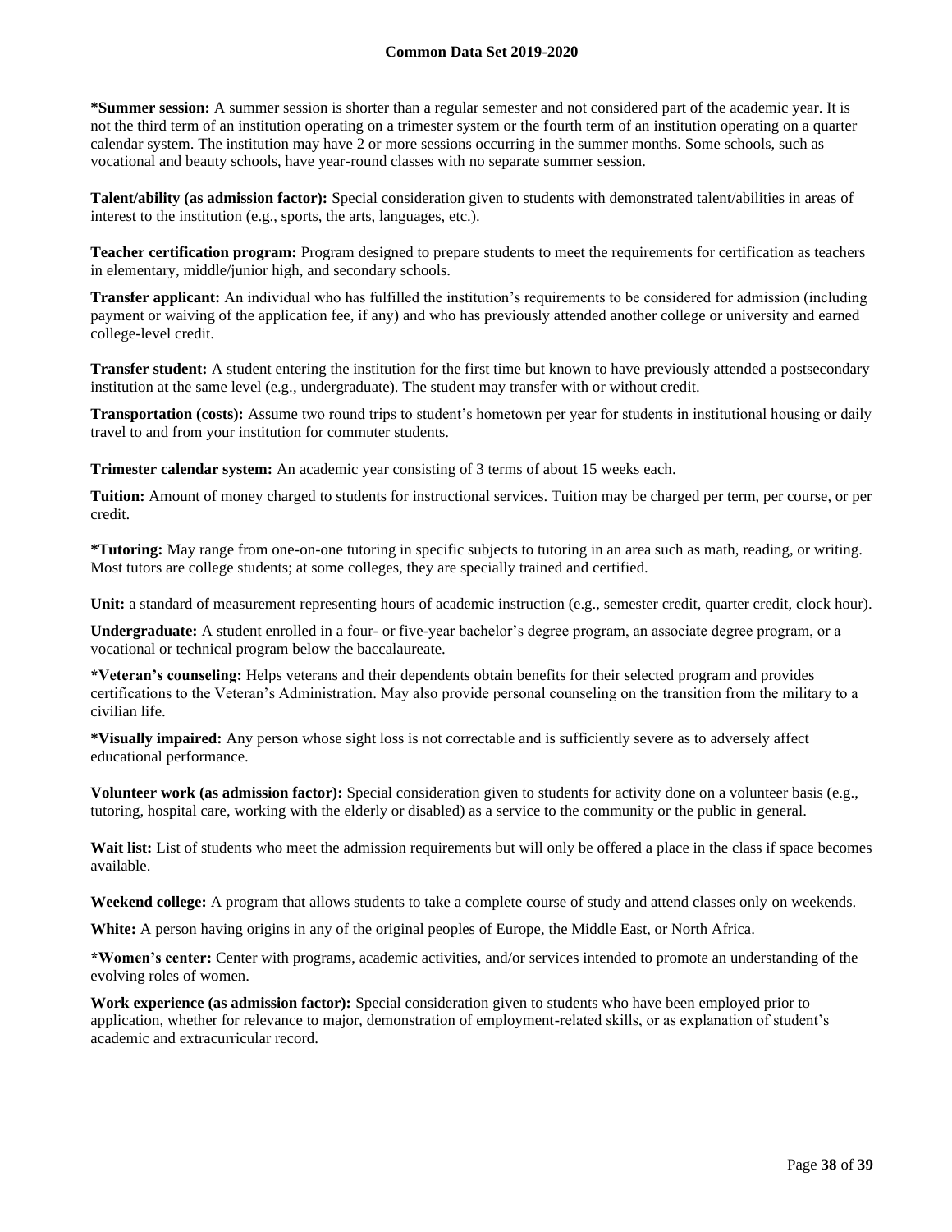**\*Summer session:** A summer session is shorter than a regular semester and not considered part of the academic year. It is not the third term of an institution operating on a trimester system or the fourth term of an institution operating on a quarter calendar system. The institution may have 2 or more sessions occurring in the summer months. Some schools, such as vocational and beauty schools, have year-round classes with no separate summer session.

**Talent/ability (as admission factor):** Special consideration given to students with demonstrated talent/abilities in areas of interest to the institution (e.g., sports, the arts, languages, etc.).

**Teacher certification program:** Program designed to prepare students to meet the requirements for certification as teachers in elementary, middle/junior high, and secondary schools.

**Transfer applicant:** An individual who has fulfilled the institution's requirements to be considered for admission (including payment or waiving of the application fee, if any) and who has previously attended another college or university and earned college-level credit.

**Transfer student:** A student entering the institution for the first time but known to have previously attended a postsecondary institution at the same level (e.g., undergraduate). The student may transfer with or without credit.

**Transportation (costs):** Assume two round trips to student's hometown per year for students in institutional housing or daily travel to and from your institution for commuter students.

**Trimester calendar system:** An academic year consisting of 3 terms of about 15 weeks each.

**Tuition:** Amount of money charged to students for instructional services. Tuition may be charged per term, per course, or per credit.

**\*Tutoring:** May range from one-on-one tutoring in specific subjects to tutoring in an area such as math, reading, or writing. Most tutors are college students; at some colleges, they are specially trained and certified.

**Unit:** a standard of measurement representing hours of academic instruction (e.g., semester credit, quarter credit, clock hour).

**Undergraduate:** A student enrolled in a four- or five-year bachelor's degree program, an associate degree program, or a vocational or technical program below the baccalaureate.

**\*Veteran's counseling:** Helps veterans and their dependents obtain benefits for their selected program and provides certifications to the Veteran's Administration. May also provide personal counseling on the transition from the military to a civilian life.

**\*Visually impaired:** Any person whose sight loss is not correctable and is sufficiently severe as to adversely affect educational performance.

**Volunteer work (as admission factor):** Special consideration given to students for activity done on a volunteer basis (e.g., tutoring, hospital care, working with the elderly or disabled) as a service to the community or the public in general.

**Wait list:** List of students who meet the admission requirements but will only be offered a place in the class if space becomes available.

**Weekend college:** A program that allows students to take a complete course of study and attend classes only on weekends.

**White:** A person having origins in any of the original peoples of Europe, the Middle East, or North Africa.

**\*Women's center:** Center with programs, academic activities, and/or services intended to promote an understanding of the evolving roles of women.

**Work experience (as admission factor):** Special consideration given to students who have been employed prior to application, whether for relevance to major, demonstration of employment-related skills, or as explanation of student's academic and extracurricular record.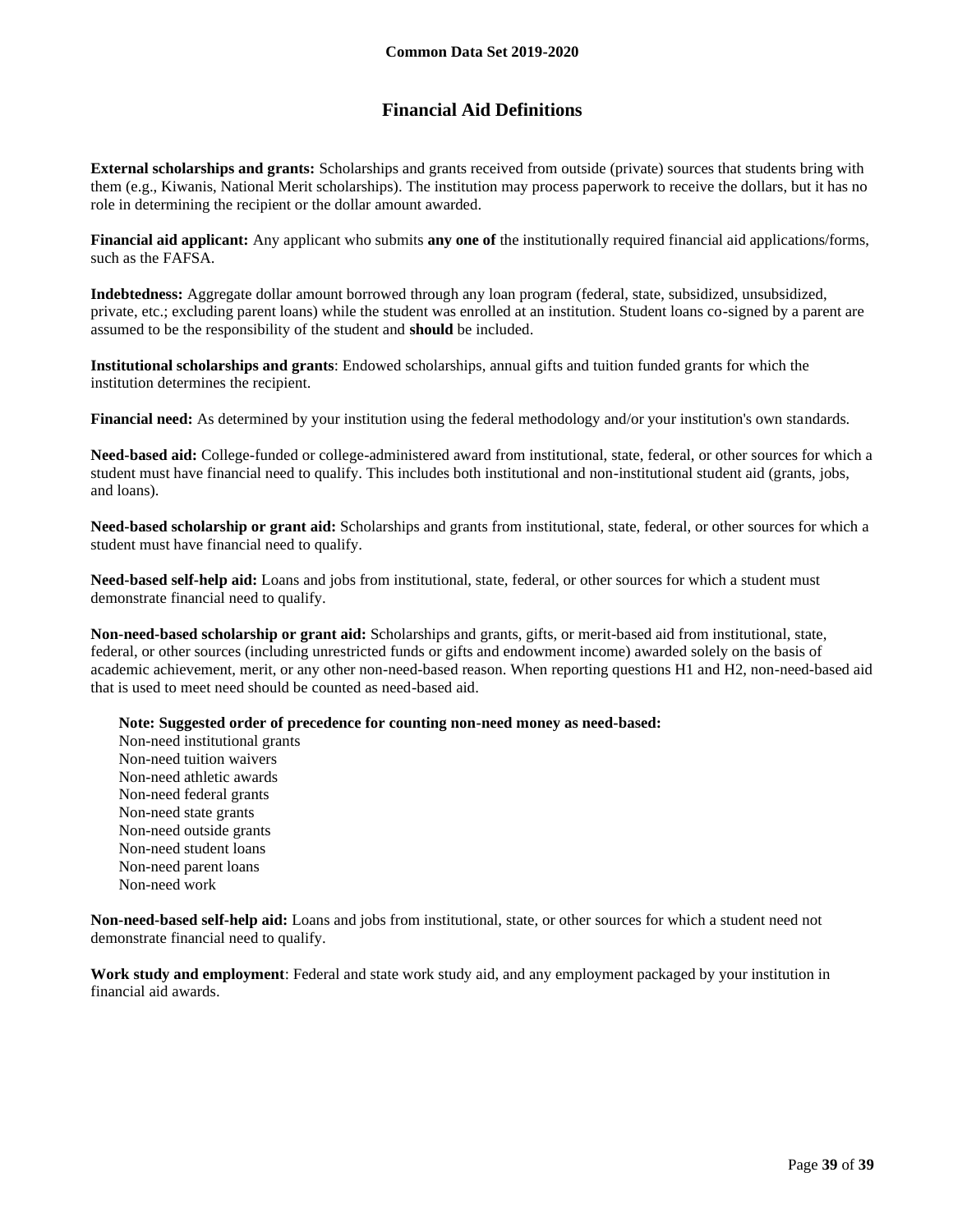## Financial Aid Definitions

**External scholarships and grants:** Scholarships and grants received from outside (private) sources that students bring with them (e.g., Kiwanis, National Merit scholarships). The institution may process paperwork to receive the dollars, but it has no role in determining the recipient or the dollar amount awarded.

**Financial aid applicant:** Any applicant who submits **any one of** the institutionally required financial aid applications/forms, such as the FAFSA.

**Indebtedness:** Aggregate dollar amount borrowed through any loan program (federal, state, subsidized, unsubsidized, private, etc.; excluding parent loans) while the student was enrolled at an institution. Student loans co-signed by a parent are assumed to be the responsibility of the student and **should** be included.

**Institutional scholarships and grants**: Endowed scholarships, annual gifts and tuition funded grants for which the institution determines the recipient.

**Financial need:** As determined by your institution using the federal methodology and/or your institution's own standards.

**Need-based aid:** College-funded or college-administered award from institutional, state, federal, or other sources for which a student must have financial need to qualify. This includes both institutional and non-institutional student aid (grants, jobs, and loans).

**Need-based scholarship or grant aid:** Scholarships and grants from institutional, state, federal, or other sources for which a student must have financial need to qualify.

**Need-based self-help aid:** Loans and jobs from institutional, state, federal, or other sources for which a student must demonstrate financial need to qualify.

**Non-need-based scholarship or grant aid:** Scholarships and grants, gifts, or merit-based aid from institutional, state, federal, or other sources (including unrestricted funds or gifts and endowment income) awarded solely on the basis of academic achievement, merit, or any other non-need-based reason. When reporting questions H1 and H2, non-need-based aid that is used to meet need should be counted as need-based aid.

**Note: Suggested order of precedence for counting non-need money as need-based:**
Non-need institutional grants
Non-need tuition waivers
Non-need athletic awards
Non-need federal grants
Non-need state grants
Non-need outside grants
Non-need student loans
Non-need parent loans
Non-need work

**Non-need-based self-help aid:** Loans and jobs from institutional, state, or other sources for which a student need not demonstrate financial need to qualify.

**Work study and employment**: Federal and state work study aid, and any employment packaged by your institution in financial aid awards.